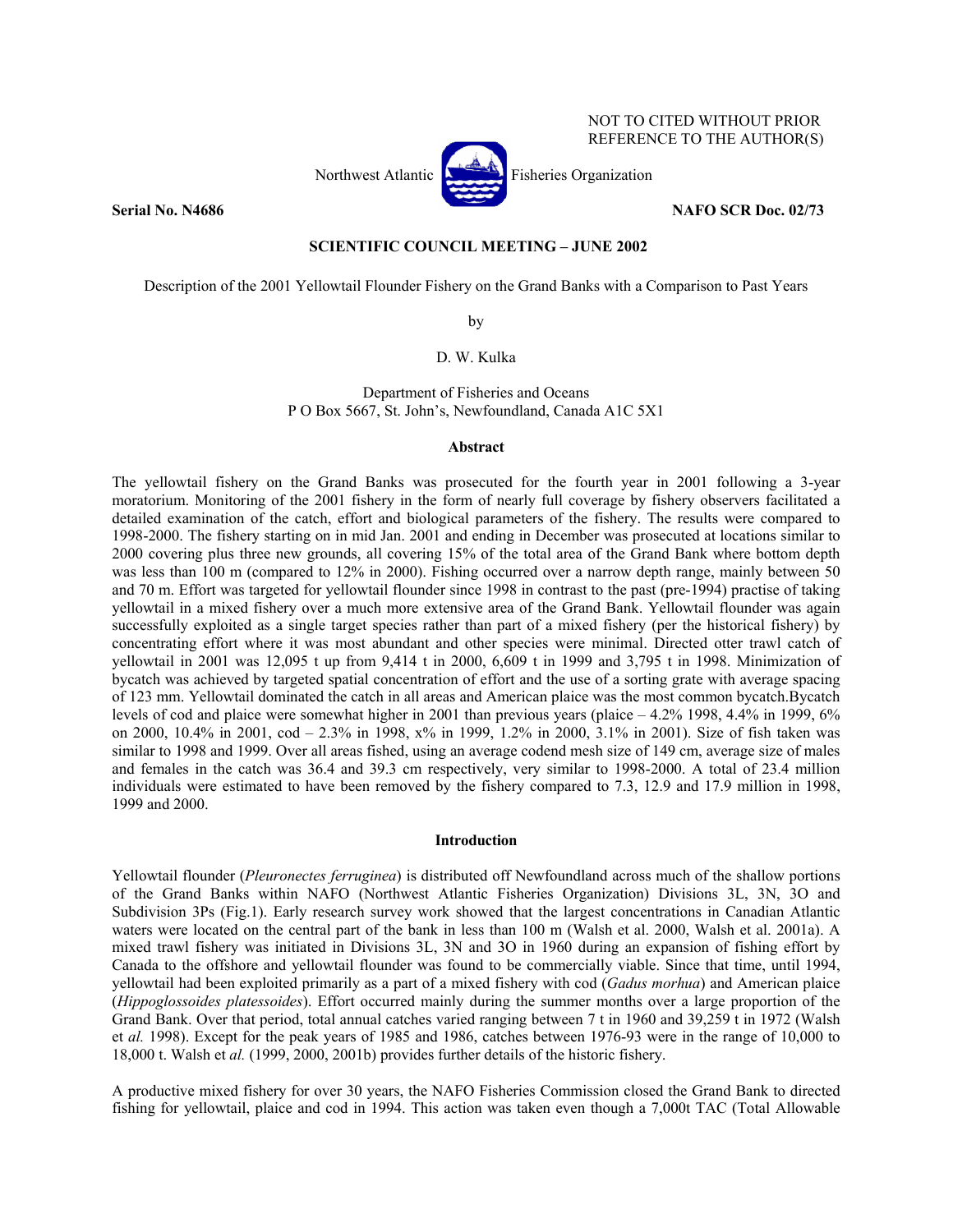NOT TO CITED WITHOUT PRIOR REFERENCE TO THE AUTHOR(S)

Northwest Atlantic Fisheries Organization

**Serial No. N4686** **NAFO SCR Doc. 02/73**

**SCIENTIFIC COUNCIL MEETING – JUNE 2002**

Description of the 2001 Yellowtail Flounder Fishery on the Grand Banks with a Comparison to Past Years

by

D. W. Kulka

Department of Fisheries and Oceans
P O Box 5667, St. John's, Newfoundland, Canada A1C 5X1

## Abstract

The yellowtail fishery on the Grand Banks was prosecuted for the fourth year in 2001 following a 3-year moratorium. Monitoring of the 2001 fishery in the form of nearly full coverage by fishery observers facilitated a detailed examination of the catch, effort and biological parameters of the fishery. The results were compared to 1998-2000. The fishery starting on in mid Jan. 2001 and ending in December was prosecuted at locations similar to 2000 covering plus three new grounds, all covering 15% of the total area of the Grand Bank where bottom depth was less than 100 m (compared to 12% in 2000). Fishing occurred over a narrow depth range, mainly between 50 and 70 m. Effort was targeted for yellowtail flounder since 1998 in contrast to the past (pre-1994) practise of taking yellowtail in a mixed fishery over a much more extensive area of the Grand Bank. Yellowtail flounder was again successfully exploited as a single target species rather than part of a mixed fishery (per the historical fishery) by concentrating effort where it was most abundant and other species were minimal. Directed otter trawl catch of yellowtail in 2001 was 12,095 t up from 9,414 t in 2000, 6,609 t in 1999 and 3,795 t in 1998. Minimization of bycatch was achieved by targeted spatial concentration of effort and the use of a sorting grate with average spacing of 123 mm. Yellowtail dominated the catch in all areas and American plaice was the most common bycatch.Bycatch levels of cod and plaice were somewhat higher in 2001 than previous years (plaice – 4.2% 1998, 4.4% in 1999, 6% on 2000, 10.4% in 2001, cod – 2.3% in 1998, x% in 1999, 1.2% in 2000, 3.1% in 2001). Size of fish taken was similar to 1998 and 1999. Over all areas fished, using an average codend mesh size of 149 cm, average size of males and females in the catch was 36.4 and 39.3 cm respectively, very similar to 1998-2000. A total of 23.4 million individuals were estimated to have been removed by the fishery compared to 7.3, 12.9 and 17.9 million in 1998, 1999 and 2000.

## Introduction

Yellowtail flounder (*Pleuronectes ferruginea*) is distributed off Newfoundland across much of the shallow portions of the Grand Banks within NAFO (Northwest Atlantic Fisheries Organization) Divisions 3L, 3N, 3O and Subdivision 3Ps (Fig.1). Early research survey work showed that the largest concentrations in Canadian Atlantic waters were located on the central part of the bank in less than 100 m (Walsh et al. 2000, Walsh et al. 2001a). A mixed trawl fishery was initiated in Divisions 3L, 3N and 3O in 1960 during an expansion of fishing effort by Canada to the offshore and yellowtail flounder was found to be commercially viable. Since that time, until 1994, yellowtail had been exploited primarily as a part of a mixed fishery with cod (*Gadus morhua*) and American plaice (*Hippoglossoides platessoides*). Effort occurred mainly during the summer months over a large proportion of the Grand Bank. Over that period, total annual catches varied ranging between 7 t in 1960 and 39,259 t in 1972 (Walsh et *al.* 1998). Except for the peak years of 1985 and 1986, catches between 1976-93 were in the range of 10,000 to 18,000 t. Walsh et *al.* (1999, 2000, 2001b) provides further details of the historic fishery.

A productive mixed fishery for over 30 years, the NAFO Fisheries Commission closed the Grand Bank to directed fishing for yellowtail, plaice and cod in 1994. This action was taken even though a 7,000t TAC (Total Allowable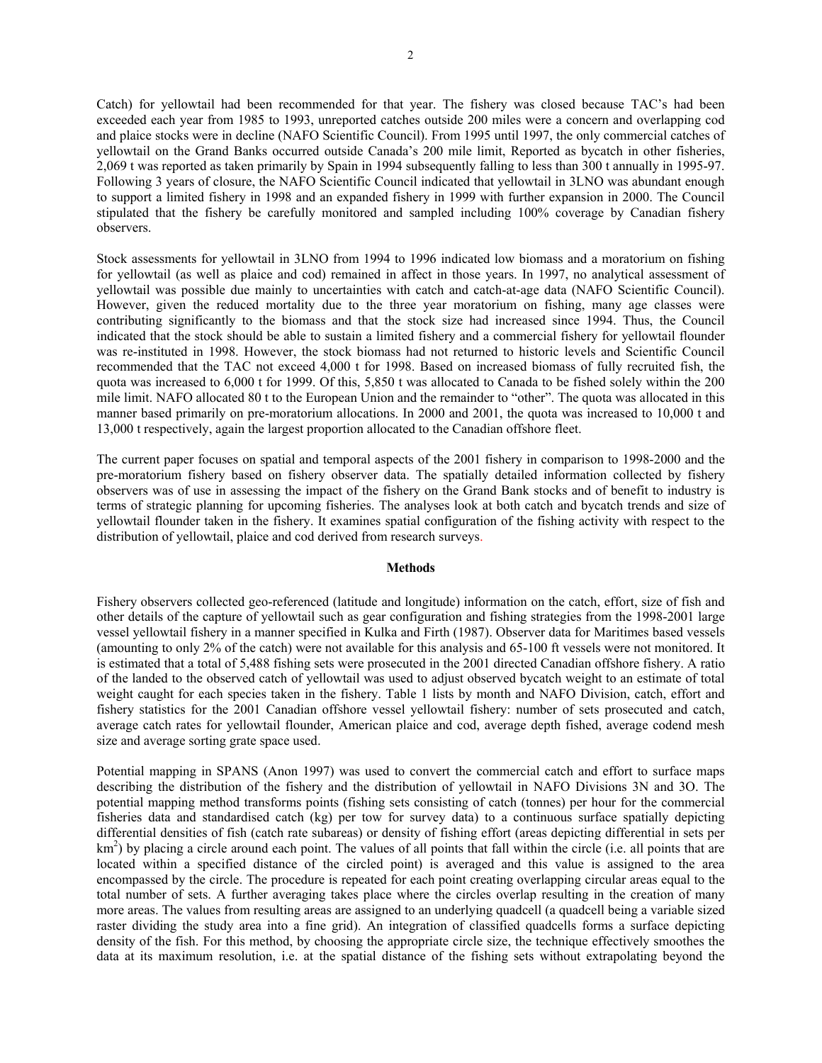Catch) for yellowtail had been recommended for that year. The fishery was closed because TAC's had been exceeded each year from 1985 to 1993, unreported catches outside 200 miles were a concern and overlapping cod and plaice stocks were in decline (NAFO Scientific Council). From 1995 until 1997, the only commercial catches of yellowtail on the Grand Banks occurred outside Canada's 200 mile limit, Reported as bycatch in other fisheries, 2,069 t was reported as taken primarily by Spain in 1994 subsequently falling to less than 300 t annually in 1995-97. Following 3 years of closure, the NAFO Scientific Council indicated that yellowtail in 3LNO was abundant enough to support a limited fishery in 1998 and an expanded fishery in 1999 with further expansion in 2000. The Council stipulated that the fishery be carefully monitored and sampled including 100% coverage by Canadian fishery observers.

Stock assessments for yellowtail in 3LNO from 1994 to 1996 indicated low biomass and a moratorium on fishing for yellowtail (as well as plaice and cod) remained in affect in those years. In 1997, no analytical assessment of yellowtail was possible due mainly to uncertainties with catch and catch-at-age data (NAFO Scientific Council). However, given the reduced mortality due to the three year moratorium on fishing, many age classes were contributing significantly to the biomass and that the stock size had increased since 1994. Thus, the Council indicated that the stock should be able to sustain a limited fishery and a commercial fishery for yellowtail flounder was re-instituted in 1998. However, the stock biomass had not returned to historic levels and Scientific Council recommended that the TAC not exceed 4,000 t for 1998. Based on increased biomass of fully recruited fish, the quota was increased to 6,000 t for 1999. Of this, 5,850 t was allocated to Canada to be fished solely within the 200 mile limit. NAFO allocated 80 t to the European Union and the remainder to "other". The quota was allocated in this manner based primarily on pre-moratorium allocations. In 2000 and 2001, the quota was increased to 10,000 t and 13,000 t respectively, again the largest proportion allocated to the Canadian offshore fleet.

The current paper focuses on spatial and temporal aspects of the 2001 fishery in comparison to 1998-2000 and the pre-moratorium fishery based on fishery observer data. The spatially detailed information collected by fishery observers was of use in assessing the impact of the fishery on the Grand Bank stocks and of benefit to industry is terms of strategic planning for upcoming fisheries. The analyses look at both catch and bycatch trends and size of yellowtail flounder taken in the fishery. It examines spatial configuration of the fishing activity with respect to the distribution of yellowtail, plaice and cod derived from research surveys.

## Methods

Fishery observers collected geo-referenced (latitude and longitude) information on the catch, effort, size of fish and other details of the capture of yellowtail such as gear configuration and fishing strategies from the 1998-2001 large vessel yellowtail fishery in a manner specified in Kulka and Firth (1987). Observer data for Maritimes based vessels (amounting to only 2% of the catch) were not available for this analysis and 65-100 ft vessels were not monitored. It is estimated that a total of 5,488 fishing sets were prosecuted in the 2001 directed Canadian offshore fishery. A ratio of the landed to the observed catch of yellowtail was used to adjust observed bycatch weight to an estimate of total weight caught for each species taken in the fishery. Table 1 lists by month and NAFO Division, catch, effort and fishery statistics for the 2001 Canadian offshore vessel yellowtail fishery: number of sets prosecuted and catch, average catch rates for yellowtail flounder, American plaice and cod, average depth fished, average codend mesh size and average sorting grate space used.

Potential mapping in SPANS (Anon 1997) was used to convert the commercial catch and effort to surface maps describing the distribution of the fishery and the distribution of yellowtail in NAFO Divisions 3N and 3O. The potential mapping method transforms points (fishing sets consisting of catch (tonnes) per hour for the commercial fisheries data and standardised catch (kg) per tow for survey data) to a continuous surface spatially depicting differential densities of fish (catch rate subareas) or density of fishing effort (areas depicting differential in sets per km$^2$) by placing a circle around each point. The values of all points that fall within the circle (i.e. all points that are located within a specified distance of the circled point) is averaged and this value is assigned to the area encompassed by the circle. The procedure is repeated for each point creating overlapping circular areas equal to the total number of sets. A further averaging takes place where the circles overlap resulting in the creation of many more areas. The values from resulting areas are assigned to an underlying quadcell (a quadcell being a variable sized raster dividing the study area into a fine grid). An integration of classified quadcells forms a surface depicting density of the fish. For this method, by choosing the appropriate circle size, the technique effectively smoothes the data at its maximum resolution, i.e. at the spatial distance of the fishing sets without extrapolating beyond the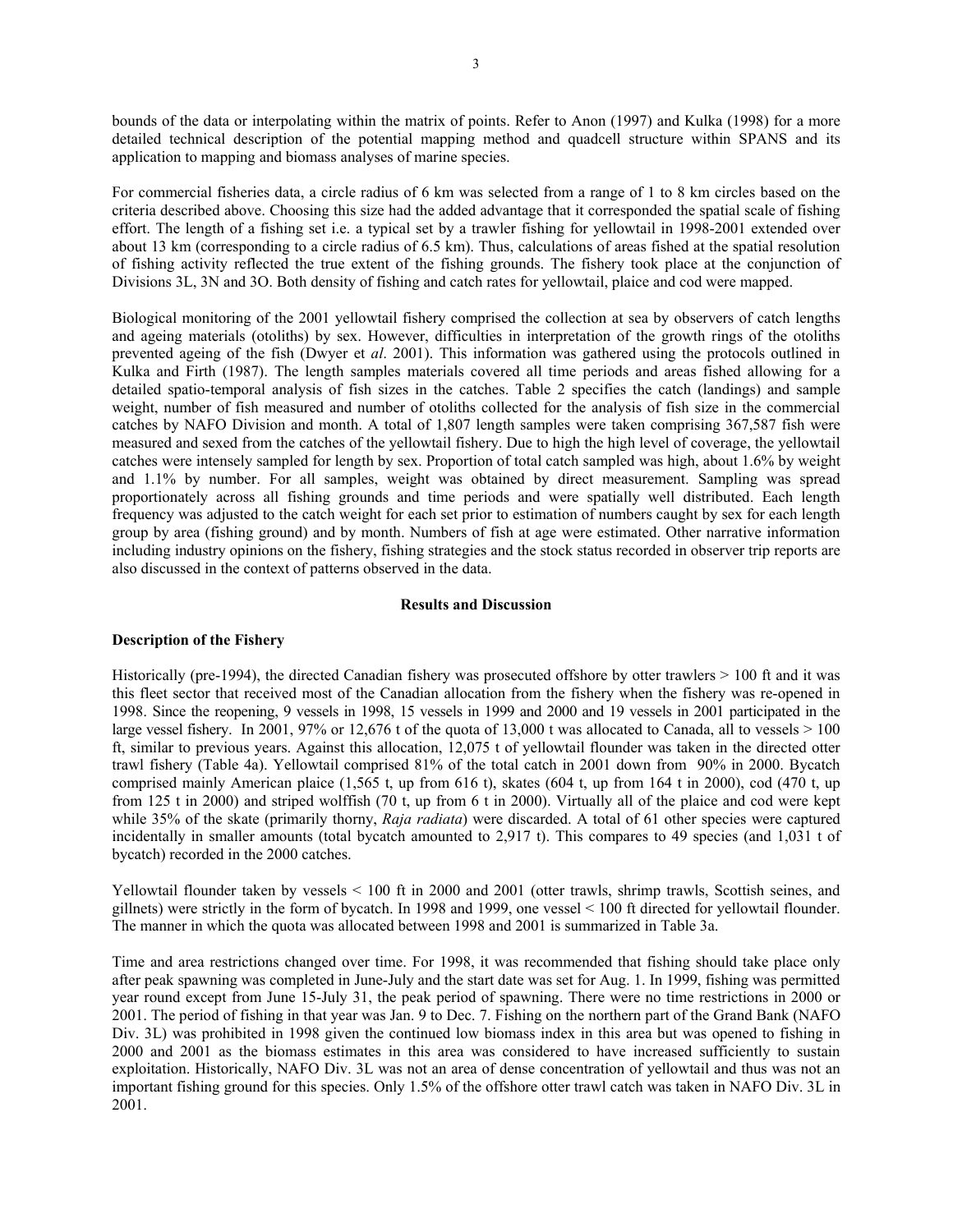bounds of the data or interpolating within the matrix of points. Refer to Anon (1997) and Kulka (1998) for a more detailed technical description of the potential mapping method and quadcell structure within SPANS and its application to mapping and biomass analyses of marine species.

For commercial fisheries data, a circle radius of 6 km was selected from a range of 1 to 8 km circles based on the criteria described above. Choosing this size had the added advantage that it corresponded the spatial scale of fishing effort. The length of a fishing set i.e. a typical set by a trawler fishing for yellowtail in 1998-2001 extended over about 13 km (corresponding to a circle radius of 6.5 km). Thus, calculations of areas fished at the spatial resolution of fishing activity reflected the true extent of the fishing grounds. The fishery took place at the conjunction of Divisions 3L, 3N and 3O. Both density of fishing and catch rates for yellowtail, plaice and cod were mapped.

Biological monitoring of the 2001 yellowtail fishery comprised the collection at sea by observers of catch lengths and ageing materials (otoliths) by sex. However, difficulties in interpretation of the growth rings of the otoliths prevented ageing of the fish (Dwyer et *al*. 2001). This information was gathered using the protocols outlined in Kulka and Firth (1987). The length samples materials covered all time periods and areas fished allowing for a detailed spatio-temporal analysis of fish sizes in the catches. Table 2 specifies the catch (landings) and sample weight, number of fish measured and number of otoliths collected for the analysis of fish size in the commercial catches by NAFO Division and month. A total of 1,807 length samples were taken comprising 367,587 fish were measured and sexed from the catches of the yellowtail fishery. Due to high the high level of coverage, the yellowtail catches were intensely sampled for length by sex. Proportion of total catch sampled was high, about 1.6% by weight and 1.1% by number. For all samples, weight was obtained by direct measurement. Sampling was spread proportionately across all fishing grounds and time periods and were spatially well distributed. Each length frequency was adjusted to the catch weight for each set prior to estimation of numbers caught by sex for each length group by area (fishing ground) and by month. Numbers of fish at age were estimated. Other narrative information including industry opinions on the fishery, fishing strategies and the stock status recorded in observer trip reports are also discussed in the context of patterns observed in the data.

## Results and Discussion

### Description of the Fishery

Historically (pre-1994), the directed Canadian fishery was prosecuted offshore by otter trawlers > 100 ft and it was this fleet sector that received most of the Canadian allocation from the fishery when the fishery was re-opened in 1998. Since the reopening, 9 vessels in 1998, 15 vessels in 1999 and 2000 and 19 vessels in 2001 participated in the large vessel fishery. In 2001, 97% or 12,676 t of the quota of 13,000 t was allocated to Canada, all to vessels > 100 ft, similar to previous years. Against this allocation, 12,075 t of yellowtail flounder was taken in the directed otter trawl fishery (Table 4a). Yellowtail comprised 81% of the total catch in 2001 down from 90% in 2000. Bycatch comprised mainly American plaice (1,565 t, up from 616 t), skates (604 t, up from 164 t in 2000), cod (470 t, up from 125 t in 2000) and striped wolffish (70 t, up from 6 t in 2000). Virtually all of the plaice and cod were kept while 35% of the skate (primarily thorny, *Raja radiata*) were discarded. A total of 61 other species were captured incidentally in smaller amounts (total bycatch amounted to 2,917 t). This compares to 49 species (and 1,031 t of bycatch) recorded in the 2000 catches.

Yellowtail flounder taken by vessels < 100 ft in 2000 and 2001 (otter trawls, shrimp trawls, Scottish seines, and gillnets) were strictly in the form of bycatch. In 1998 and 1999, one vessel < 100 ft directed for yellowtail flounder. The manner in which the quota was allocated between 1998 and 2001 is summarized in Table 3a.

Time and area restrictions changed over time. For 1998, it was recommended that fishing should take place only after peak spawning was completed in June-July and the start date was set for Aug. 1. In 1999, fishing was permitted year round except from June 15-July 31, the peak period of spawning. There were no time restrictions in 2000 or 2001. The period of fishing in that year was Jan. 9 to Dec. 7. Fishing on the northern part of the Grand Bank (NAFO Div. 3L) was prohibited in 1998 given the continued low biomass index in this area but was opened to fishing in 2000 and 2001 as the biomass estimates in this area was considered to have increased sufficiently to sustain exploitation. Historically, NAFO Div. 3L was not an area of dense concentration of yellowtail and thus was not an important fishing ground for this species. Only 1.5% of the offshore otter trawl catch was taken in NAFO Div. 3L in 2001.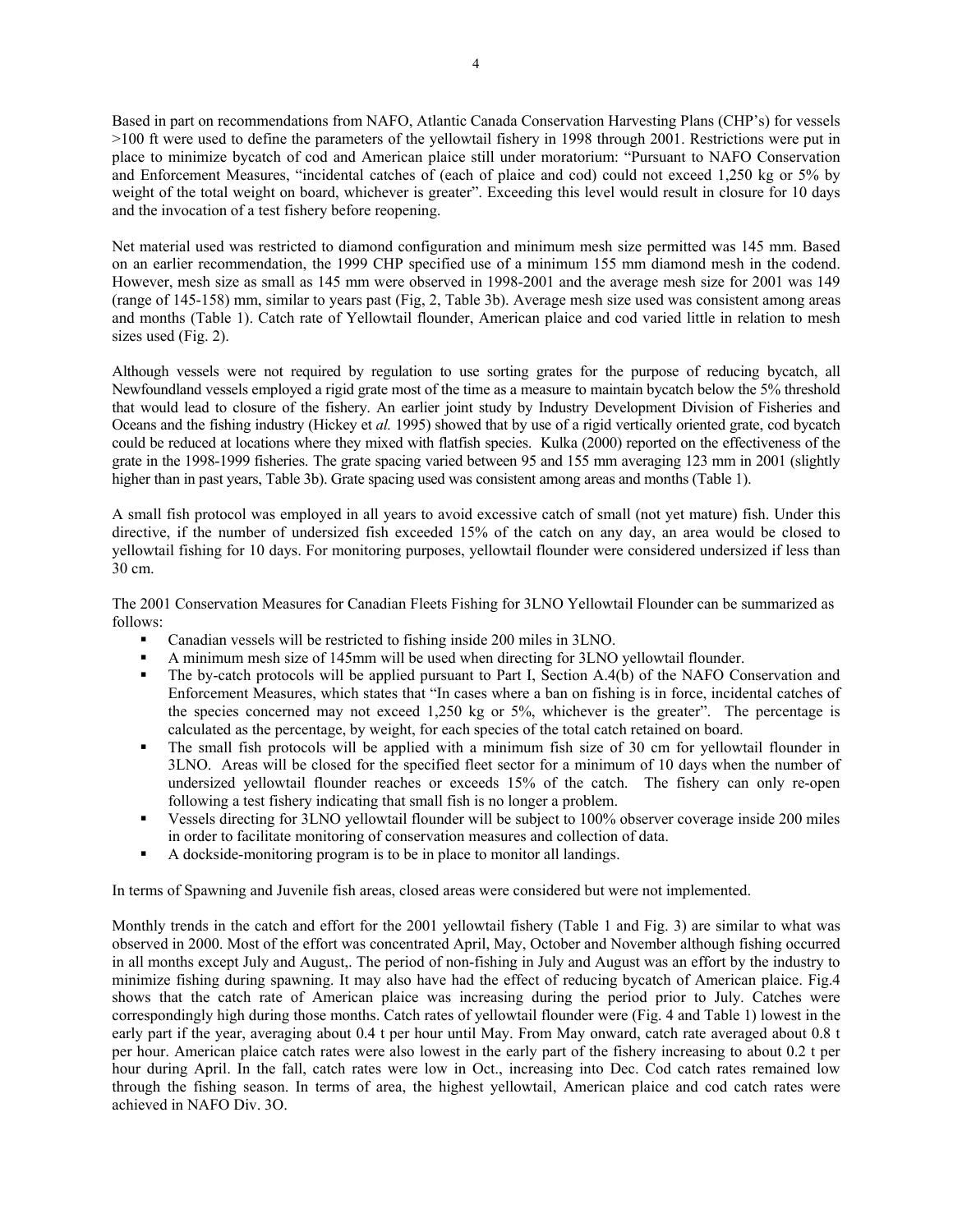Based in part on recommendations from NAFO, Atlantic Canada Conservation Harvesting Plans (CHP's) for vessels >100 ft were used to define the parameters of the yellowtail fishery in 1998 through 2001. Restrictions were put in place to minimize bycatch of cod and American plaice still under moratorium: "Pursuant to NAFO Conservation and Enforcement Measures, "incidental catches of (each of plaice and cod) could not exceed 1,250 kg or 5% by weight of the total weight on board, whichever is greater". Exceeding this level would result in closure for 10 days and the invocation of a test fishery before reopening.

Net material used was restricted to diamond configuration and minimum mesh size permitted was 145 mm. Based on an earlier recommendation, the 1999 CHP specified use of a minimum 155 mm diamond mesh in the codend. However, mesh size as small as 145 mm were observed in 1998-2001 and the average mesh size for 2001 was 149 (range of 145-158) mm, similar to years past (Fig, 2, Table 3b). Average mesh size used was consistent among areas and months (Table 1). Catch rate of Yellowtail flounder, American plaice and cod varied little in relation to mesh sizes used (Fig. 2).

Although vessels were not required by regulation to use sorting grates for the purpose of reducing bycatch, all Newfoundland vessels employed a rigid grate most of the time as a measure to maintain bycatch below the 5% threshold that would lead to closure of the fishery. An earlier joint study by Industry Development Division of Fisheries and Oceans and the fishing industry (Hickey et *al.* 1995) showed that by use of a rigid vertically oriented grate, cod bycatch could be reduced at locations where they mixed with flatfish species. Kulka (2000) reported on the effectiveness of the grate in the 1998-1999 fisheries. The grate spacing varied between 95 and 155 mm averaging 123 mm in 2001 (slightly higher than in past years, Table 3b). Grate spacing used was consistent among areas and months (Table 1).

A small fish protocol was employed in all years to avoid excessive catch of small (not yet mature) fish. Under this directive, if the number of undersized fish exceeded 15% of the catch on any day, an area would be closed to yellowtail fishing for 10 days. For monitoring purposes, yellowtail flounder were considered undersized if less than 30 cm.

The 2001 Conservation Measures for Canadian Fleets Fishing for 3LNO Yellowtail Flounder can be summarized as follows:

- Canadian vessels will be restricted to fishing inside 200 miles in 3LNO.
- A minimum mesh size of 145mm will be used when directing for 3LNO yellowtail flounder.
- The by-catch protocols will be applied pursuant to Part I, Section A.4(b) of the NAFO Conservation and Enforcement Measures, which states that "In cases where a ban on fishing is in force, incidental catches of the species concerned may not exceed 1,250 kg or 5%, whichever is the greater". The percentage is calculated as the percentage, by weight, for each species of the total catch retained on board.
- The small fish protocols will be applied with a minimum fish size of 30 cm for yellowtail flounder in 3LNO. Areas will be closed for the specified fleet sector for a minimum of 10 days when the number of undersized yellowtail flounder reaches or exceeds 15% of the catch. The fishery can only re-open following a test fishery indicating that small fish is no longer a problem.
- Vessels directing for 3LNO yellowtail flounder will be subject to 100% observer coverage inside 200 miles in order to facilitate monitoring of conservation measures and collection of data.
- A dockside-monitoring program is to be in place to monitor all landings.

In terms of Spawning and Juvenile fish areas, closed areas were considered but were not implemented.

Monthly trends in the catch and effort for the 2001 yellowtail fishery (Table 1 and Fig. 3) are similar to what was observed in 2000. Most of the effort was concentrated April, May, October and November although fishing occurred in all months except July and August,. The period of non-fishing in July and August was an effort by the industry to minimize fishing during spawning. It may also have had the effect of reducing bycatch of American plaice. Fig.4 shows that the catch rate of American plaice was increasing during the period prior to July. Catches were correspondingly high during those months. Catch rates of yellowtail flounder were (Fig. 4 and Table 1) lowest in the early part if the year, averaging about 0.4 t per hour until May. From May onward, catch rate averaged about 0.8 t per hour. American plaice catch rates were also lowest in the early part of the fishery increasing to about 0.2 t per hour during April. In the fall, catch rates were low in Oct., increasing into Dec. Cod catch rates remained low through the fishing season. In terms of area, the highest yellowtail, American plaice and cod catch rates were achieved in NAFO Div. 3O.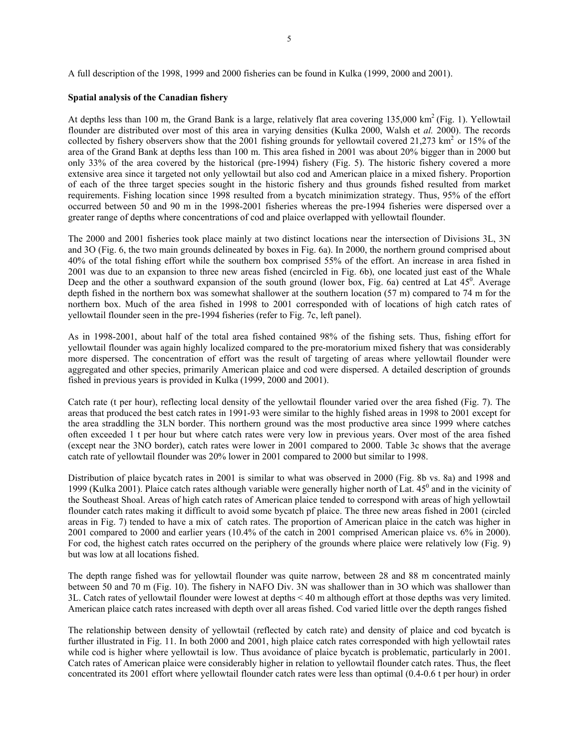A full description of the 1998, 1999 and 2000 fisheries can be found in Kulka (1999, 2000 and 2001).

**Spatial analysis of the Canadian fishery**

At depths less than 100 m, the Grand Bank is a large, relatively flat area covering 135,000 km$^2$ (Fig. 1). Yellowtail flounder are distributed over most of this area in varying densities (Kulka 2000, Walsh et *al.* 2000). The records collected by fishery observers show that the 2001 fishing grounds for yellowtail covered 21,273 km$^2$ or 15% of the area of the Grand Bank at depths less than 100 m. This area fished in 2001 was about 20% bigger than in 2000 but only 33% of the area covered by the historical (pre-1994) fishery (Fig. 5). The historic fishery covered a more extensive area since it targeted not only yellowtail but also cod and American plaice in a mixed fishery. Proportion of each of the three target species sought in the historic fishery and thus grounds fished resulted from market requirements. Fishing location since 1998 resulted from a bycatch minimization strategy. Thus, 95% of the effort occurred between 50 and 90 m in the 1998-2001 fisheries whereas the pre-1994 fisheries were dispersed over a greater range of depths where concentrations of cod and plaice overlapped with yellowtail flounder.

The 2000 and 2001 fisheries took place mainly at two distinct locations near the intersection of Divisions 3L, 3N and 3O (Fig. 6, the two main grounds delineated by boxes in Fig. 6a). In 2000, the northern ground comprised about 40% of the total fishing effort while the southern box comprised 55% of the effort. An increase in area fished in 2001 was due to an expansion to three new areas fished (encircled in Fig. 6b), one located just east of the Whale Deep and the other a southward expansion of the south ground (lower box, Fig. 6a) centred at Lat 45$^0$. Average depth fished in the northern box was somewhat shallower at the southern location (57 m) compared to 74 m for the northern box. Much of the area fished in 1998 to 2001 corresponded with of locations of high catch rates of yellowtail flounder seen in the pre-1994 fisheries (refer to Fig. 7c, left panel).

As in 1998-2001, about half of the total area fished contained 98% of the fishing sets. Thus, fishing effort for yellowtail flounder was again highly localized compared to the pre-moratorium mixed fishery that was considerably more dispersed. The concentration of effort was the result of targeting of areas where yellowtail flounder were aggregated and other species, primarily American plaice and cod were dispersed. A detailed description of grounds fished in previous years is provided in Kulka (1999, 2000 and 2001).

Catch rate (t per hour), reflecting local density of the yellowtail flounder varied over the area fished (Fig. 7). The areas that produced the best catch rates in 1991-93 were similar to the highly fished areas in 1998 to 2001 except for the area straddling the 3LN border. This northern ground was the most productive area since 1999 where catches often exceeded 1 t per hour but where catch rates were very low in previous years. Over most of the area fished (except near the 3NO border), catch rates were lower in 2001 compared to 2000. Table 3c shows that the average catch rate of yellowtail flounder was 20% lower in 2001 compared to 2000 but similar to 1998.

Distribution of plaice bycatch rates in 2001 is similar to what was observed in 2000 (Fig. 8b vs. 8a) and 1998 and 1999 (Kulka 2001). Plaice catch rates although variable were generally higher north of Lat. 45$^0$ and in the vicinity of the Southeast Shoal. Areas of high catch rates of American plaice tended to correspond with areas of high yellowtail flounder catch rates making it difficult to avoid some bycatch pf plaice. The three new areas fished in 2001 (circled areas in Fig. 7) tended to have a mix of catch rates. The proportion of American plaice in the catch was higher in 2001 compared to 2000 and earlier years (10.4% of the catch in 2001 comprised American plaice vs. 6% in 2000). For cod, the highest catch rates occurred on the periphery of the grounds where plaice were relatively low (Fig. 9) but was low at all locations fished.

The depth range fished was for yellowtail flounder was quite narrow, between 28 and 88 m concentrated mainly between 50 and 70 m (Fig. 10). The fishery in NAFO Div. 3N was shallower than in 3O which was shallower than 3L. Catch rates of yellowtail flounder were lowest at depths < 40 m although effort at those depths was very limited. American plaice catch rates increased with depth over all areas fished. Cod varied little over the depth ranges fished

The relationship between density of yellowtail (reflected by catch rate) and density of plaice and cod bycatch is further illustrated in Fig. 11. In both 2000 and 2001, high plaice catch rates corresponded with high yellowtail rates while cod is higher where yellowtail is low. Thus avoidance of plaice bycatch is problematic, particularly in 2001. Catch rates of American plaice were considerably higher in relation to yellowtail flounder catch rates. Thus, the fleet concentrated its 2001 effort where yellowtail flounder catch rates were less than optimal (0.4-0.6 t per hour) in order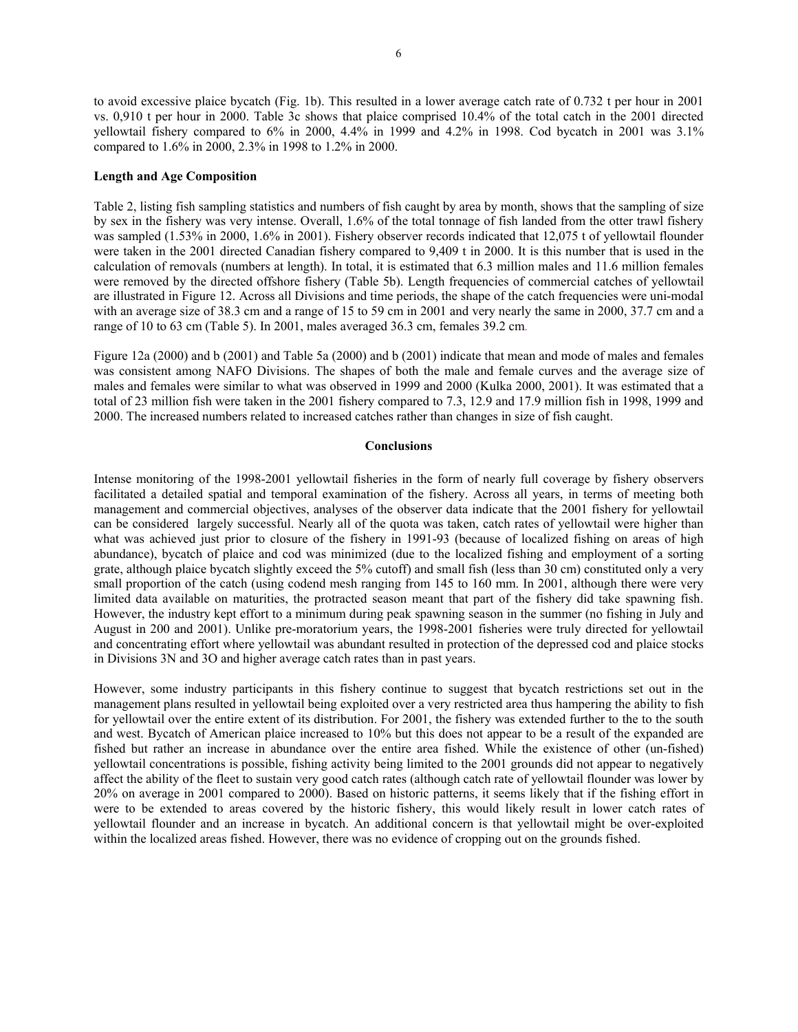to avoid excessive plaice bycatch (Fig. 1b). This resulted in a lower average catch rate of 0.732 t per hour in 2001 vs. 0,910 t per hour in 2000. Table 3c shows that plaice comprised 10.4% of the total catch in the 2001 directed yellowtail fishery compared to 6% in 2000, 4.4% in 1999 and 4.2% in 1998. Cod bycatch in 2001 was 3.1% compared to 1.6% in 2000, 2.3% in 1998 to 1.2% in 2000.

**Length and Age Composition**

Table 2, listing fish sampling statistics and numbers of fish caught by area by month, shows that the sampling of size by sex in the fishery was very intense. Overall, 1.6% of the total tonnage of fish landed from the otter trawl fishery was sampled (1.53% in 2000, 1.6% in 2001). Fishery observer records indicated that 12,075 t of yellowtail flounder were taken in the 2001 directed Canadian fishery compared to 9,409 t in 2000. It is this number that is used in the calculation of removals (numbers at length). In total, it is estimated that 6.3 million males and 11.6 million females were removed by the directed offshore fishery (Table 5b). Length frequencies of commercial catches of yellowtail are illustrated in Figure 12. Across all Divisions and time periods, the shape of the catch frequencies were uni-modal with an average size of 38.3 cm and a range of 15 to 59 cm in 2001 and very nearly the same in 2000, 37.7 cm and a range of 10 to 63 cm (Table 5). In 2001, males averaged 36.3 cm, females 39.2 cm.

Figure 12a (2000) and b (2001) and Table 5a (2000) and b (2001) indicate that mean and mode of males and females was consistent among NAFO Divisions. The shapes of both the male and female curves and the average size of males and females were similar to what was observed in 1999 and 2000 (Kulka 2000, 2001). It was estimated that a total of 23 million fish were taken in the 2001 fishery compared to 7.3, 12.9 and 17.9 million fish in 1998, 1999 and 2000. The increased numbers related to increased catches rather than changes in size of fish caught.

## Conclusions

Intense monitoring of the 1998-2001 yellowtail fisheries in the form of nearly full coverage by fishery observers facilitated a detailed spatial and temporal examination of the fishery. Across all years, in terms of meeting both management and commercial objectives, analyses of the observer data indicate that the 2001 fishery for yellowtail can be considered largely successful. Nearly all of the quota was taken, catch rates of yellowtail were higher than what was achieved just prior to closure of the fishery in 1991-93 (because of localized fishing on areas of high abundance), bycatch of plaice and cod was minimized (due to the localized fishing and employment of a sorting grate, although plaice bycatch slightly exceed the 5% cutoff) and small fish (less than 30 cm) constituted only a very small proportion of the catch (using codend mesh ranging from 145 to 160 mm. In 2001, although there were very limited data available on maturities, the protracted season meant that part of the fishery did take spawning fish. However, the industry kept effort to a minimum during peak spawning season in the summer (no fishing in July and August in 200 and 2001). Unlike pre-moratorium years, the 1998-2001 fisheries were truly directed for yellowtail and concentrating effort where yellowtail was abundant resulted in protection of the depressed cod and plaice stocks in Divisions 3N and 3O and higher average catch rates than in past years.

However, some industry participants in this fishery continue to suggest that bycatch restrictions set out in the management plans resulted in yellowtail being exploited over a very restricted area thus hampering the ability to fish for yellowtail over the entire extent of its distribution. For 2001, the fishery was extended further to the to the south and west. Bycatch of American plaice increased to 10% but this does not appear to be a result of the expanded are fished but rather an increase in abundance over the entire area fished. While the existence of other (un-fished) yellowtail concentrations is possible, fishing activity being limited to the 2001 grounds did not appear to negatively affect the ability of the fleet to sustain very good catch rates (although catch rate of yellowtail flounder was lower by 20% on average in 2001 compared to 2000). Based on historic patterns, it seems likely that if the fishing effort in were to be extended to areas covered by the historic fishery, this would likely result in lower catch rates of yellowtail flounder and an increase in bycatch. An additional concern is that yellowtail might be over-exploited within the localized areas fished. However, there was no evidence of cropping out on the grounds fished.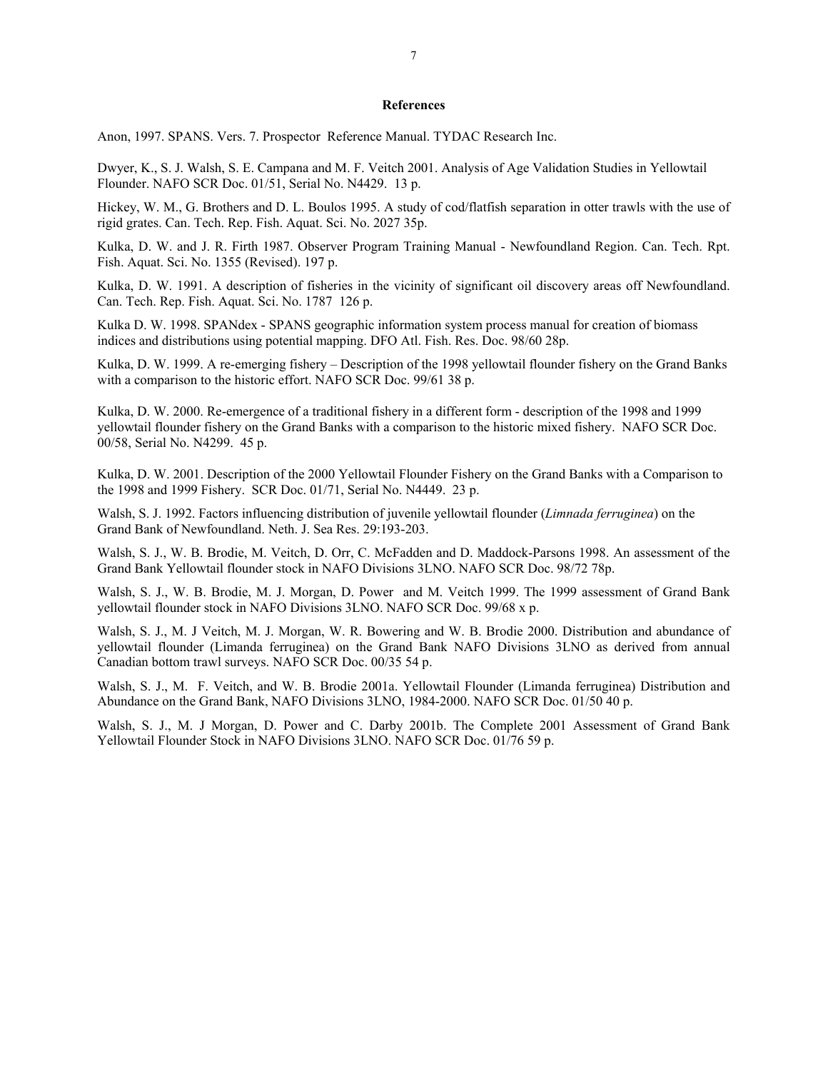## References

Anon, 1997. SPANS. Vers. 7. Prospector Reference Manual. TYDAC Research Inc.

Dwyer, K., S. J. Walsh, S. E. Campana and M. F. Veitch 2001. Analysis of Age Validation Studies in Yellowtail Flounder. NAFO SCR Doc. 01/51, Serial No. N4429. 13 p.

Hickey, W. M., G. Brothers and D. L. Boulos 1995. A study of cod/flatfish separation in otter trawls with the use of rigid grates. Can. Tech. Rep. Fish. Aquat. Sci. No. 2027 35p.

Kulka, D. W. and J. R. Firth 1987. Observer Program Training Manual - Newfoundland Region. Can. Tech. Rpt. Fish. Aquat. Sci. No. 1355 (Revised). 197 p.

Kulka, D. W. 1991. A description of fisheries in the vicinity of significant oil discovery areas off Newfoundland. Can. Tech. Rep. Fish. Aquat. Sci. No. 1787 126 p.

Kulka D. W. 1998. SPANdex - SPANS geographic information system process manual for creation of biomass indices and distributions using potential mapping. DFO Atl. Fish. Res. Doc. 98/60 28p.

Kulka, D. W. 1999. A re-emerging fishery – Description of the 1998 yellowtail flounder fishery on the Grand Banks with a comparison to the historic effort. NAFO SCR Doc. 99/61 38 p.

Kulka, D. W. 2000. Re-emergence of a traditional fishery in a different form - description of the 1998 and 1999 yellowtail flounder fishery on the Grand Banks with a comparison to the historic mixed fishery. NAFO SCR Doc. 00/58, Serial No. N4299. 45 p.

Kulka, D. W. 2001. Description of the 2000 Yellowtail Flounder Fishery on the Grand Banks with a Comparison to the 1998 and 1999 Fishery. SCR Doc. 01/71, Serial No. N4449. 23 p.

Walsh, S. J. 1992. Factors influencing distribution of juvenile yellowtail flounder (*Limnada ferruginea*) on the Grand Bank of Newfoundland. Neth. J. Sea Res. 29:193-203.

Walsh, S. J., W. B. Brodie, M. Veitch, D. Orr, C. McFadden and D. Maddock-Parsons 1998. An assessment of the Grand Bank Yellowtail flounder stock in NAFO Divisions 3LNO. NAFO SCR Doc. 98/72 78p.

Walsh, S. J., W. B. Brodie, M. J. Morgan, D. Power and M. Veitch 1999. The 1999 assessment of Grand Bank yellowtail flounder stock in NAFO Divisions 3LNO. NAFO SCR Doc. 99/68 x p.

Walsh, S. J., M. J Veitch, M. J. Morgan, W. R. Bowering and W. B. Brodie 2000. Distribution and abundance of yellowtail flounder (Limanda ferruginea) on the Grand Bank NAFO Divisions 3LNO as derived from annual Canadian bottom trawl surveys. NAFO SCR Doc. 00/35 54 p.

Walsh, S. J., M. F. Veitch, and W. B. Brodie 2001a. Yellowtail Flounder (Limanda ferruginea) Distribution and Abundance on the Grand Bank, NAFO Divisions 3LNO, 1984-2000. NAFO SCR Doc. 01/50 40 p.

Walsh, S. J., M. J Morgan, D. Power and C. Darby 2001b. The Complete 2001 Assessment of Grand Bank Yellowtail Flounder Stock in NAFO Divisions 3LNO. NAFO SCR Doc. 01/76 59 p.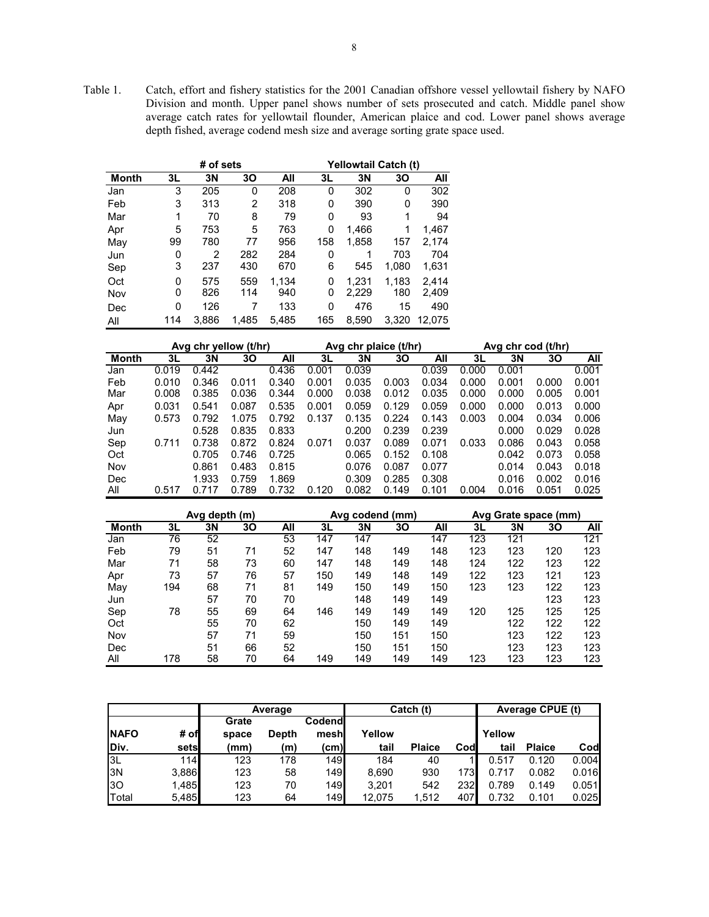Table 1. Catch, effort and fishery statistics for the 2001 Canadian offshore vessel yellowtail fishery by NAFO Division and month. Upper panel shows number of sets prosecuted and catch. Middle panel show average catch rates for yellowtail flounder, American plaice and cod. Lower panel shows average depth fished, average codend mesh size and average sorting grate space used.

| | # of sets | | | | Yellowtail Catch (t) | | | |
|---|---|---|---|---|---|---|---|---|
| Month | 3L | 3N | 3O | All | 3L | 3N | 3O | All |
| Jan | 3 | 205 | 0 | 208 | 0 | 302 | 0 | 302 |
| Feb | 3 | 313 | 2 | 318 | 0 | 390 | 0 | 390 |
| Mar | 1 | 70 | 8 | 79 | 0 | 93 | 1 | 94 |
| Apr | 5 | 753 | 5 | 763 | 0 | 1,466 | 1 | 1,467 |
| May | 99 | 780 | 77 | 956 | 158 | 1,858 | 157 | 2,174 |
| Jun | 0 | 2 | 282 | 284 | 0 | 1 | 703 | 704 |
| Sep | 3 | 237 | 430 | 670 | 6 | 545 | 1,080 | 1,631 |
| Oct | 0 | 575 | 559 | 1,134 | 0 | 1,231 | 1,183 | 2,414 |
| Nov | 0 | 826 | 114 | 940 | 0 | 2,229 | 180 | 2,409 |
| Dec | 0 | 126 | 7 | 133 | 0 | 476 | 15 | 490 |
| All | 114 | 3,886 | 1,485 | 5,485 | 165 | 8,590 | 3,320 | 12,075 |

| | Avg chr yellow (t/hr) | | | | Avg chr plaice (t/hr) | | | | Avg chr cod (t/hr) | | | |
|---|---|---|---|---|---|---|---|---|---|---|---|---|
| Month | 3L | 3N | 3O | All | 3L | 3N | 3O | All | 3L | 3N | 3O | All |
| Jan | 0.019 | 0.442 | | 0.436 | 0.001 | 0.039 | | 0.039 | 0.000 | 0.001 | | 0.001 |
| Feb | 0.010 | 0.346 | 0.011 | 0.340 | 0.001 | 0.035 | 0.003 | 0.034 | 0.000 | 0.001 | 0.000 | 0.001 |
| Mar | 0.008 | 0.385 | 0.036 | 0.344 | 0.000 | 0.038 | 0.012 | 0.035 | 0.000 | 0.000 | 0.005 | 0.001 |
| Apr | 0.031 | 0.541 | 0.087 | 0.535 | 0.001 | 0.059 | 0.129 | 0.059 | 0.000 | 0.000 | 0.013 | 0.000 |
| May | 0.573 | 0.792 | 1.075 | 0.792 | 0.137 | 0.135 | 0.224 | 0.143 | 0.003 | 0.004 | 0.034 | 0.006 |
| Jun | | 0.528 | 0.835 | 0.833 | | 0.200 | 0.239 | 0.239 | | 0.000 | 0.029 | 0.028 |
| Sep | 0.711 | 0.738 | 0.872 | 0.824 | 0.071 | 0.037 | 0.089 | 0.071 | 0.033 | 0.086 | 0.043 | 0.058 |
| Oct | | 0.705 | 0.746 | 0.725 | | 0.065 | 0.152 | 0.108 | | 0.042 | 0.073 | 0.058 |
| Nov | | 0.861 | 0.483 | 0.815 | | 0.076 | 0.087 | 0.077 | | 0.014 | 0.043 | 0.018 |
| Dec | | 1.933 | 0.759 | 1.869 | | 0.309 | 0.285 | 0.308 | | 0.016 | 0.002 | 0.016 |
| All | 0.517 | 0.717 | 0.789 | 0.732 | 0.120 | 0.082 | 0.149 | 0.101 | 0.004 | 0.016 | 0.051 | 0.025 |

| | Avg depth (m) | | | | Avg codend (mm) | | | | Avg Grate space (mm) | | | |
|---|---|---|---|---|---|---|---|---|---|---|---|---|
| Month | 3L | 3N | 3O | All | 3L | 3N | 3O | All | 3L | 3N | 3O | All |
| Jan | 76 | 52 | | 53 | 147 | 147 | | 147 | 123 | 121 | | 121 |
| Feb | 79 | 51 | 71 | 52 | 147 | 148 | 149 | 148 | 123 | 123 | 120 | 123 |
| Mar | 71 | 58 | 73 | 60 | 147 | 148 | 149 | 148 | 124 | 122 | 123 | 122 |
| Apr | 73 | 57 | 76 | 57 | 150 | 149 | 148 | 149 | 122 | 123 | 121 | 123 |
| May | 194 | 68 | 71 | 81 | 149 | 150 | 149 | 150 | 123 | 123 | 122 | 123 |
| Jun | | 57 | 70 | 70 | | 148 | 149 | 149 | | | 123 | 123 |
| Sep | 78 | 55 | 69 | 64 | 146 | 149 | 149 | 149 | 120 | 125 | 125 | 125 |
| Oct | | 55 | 70 | 62 | | 150 | 149 | 149 | | 122 | 122 | 122 |
| Nov | | 57 | 71 | 59 | | 150 | 151 | 150 | | 123 | 122 | 123 |
| Dec | | 51 | 66 | 52 | | 150 | 151 | 150 | | 123 | 123 | 123 |
| All | 178 | 58 | 70 | 64 | 149 | 149 | 149 | 149 | 123 | 123 | 123 | 123 |

| | | Average | | | Catch (t) | | | Average CPUE (t) | | |
|---|---|---|---|---|---|---|---|---|---|---|
| NAFO Div. | # of sets | Grate space (mm) | Depth (m) | Codend mesh (cm) | Yellow tail | Plaice | Cod | Yellow tail | Plaice | Cod |
| 3L | 114 | 123 | 178 | 149 | 184 | 40 | 1 | 0.517 | 0.120 | 0.004 |
| 3N | 3,886 | 123 | 58 | 149 | 8,690 | 930 | 173 | 0.717 | 0.082 | 0.016 |
| 3O | 1,485 | 123 | 70 | 149 | 3,201 | 542 | 232 | 0.789 | 0.149 | 0.051 |
| Total | 5,485 | 123 | 64 | 149 | 12,075 | 1,512 | 407 | 0.732 | 0.101 | 0.025 |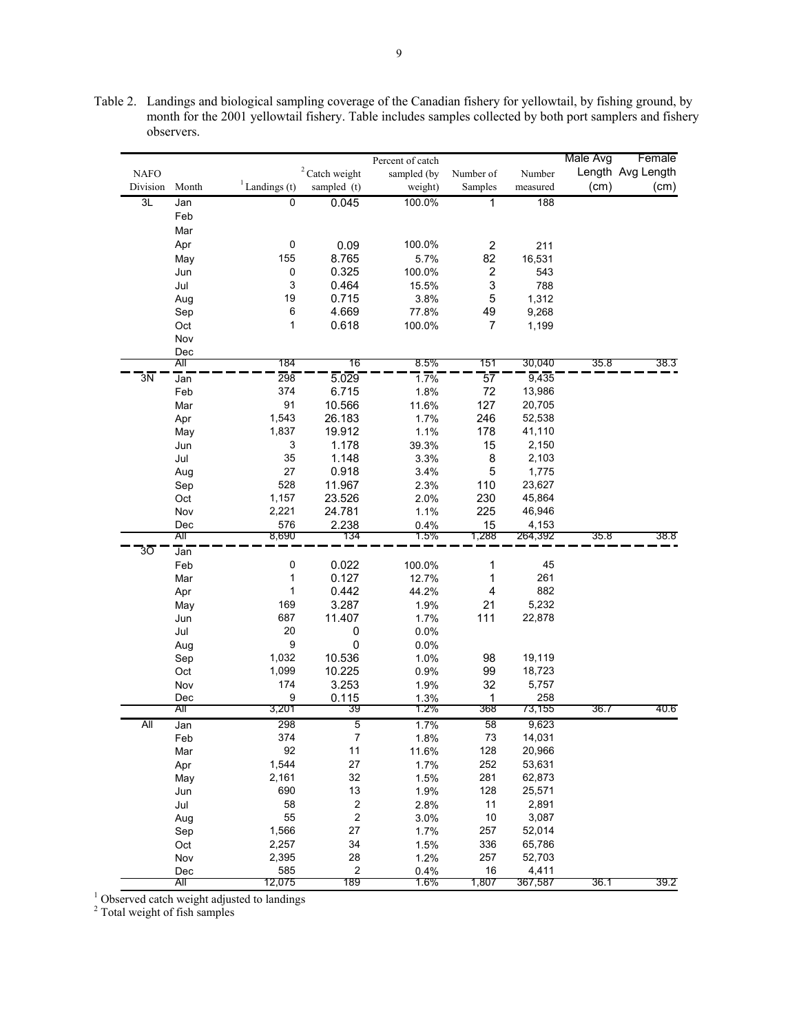Table 2. Landings and biological sampling coverage of the Canadian fishery for yellowtail, by fishing ground, by month for the 2001 yellowtail fishery. Table includes samples collected by both port samplers and fishery observers.

| NAFO Division | Month | [1] Landings (t) | [2] Catch weight sampled (t) | Percent of catch sampled (by weight) | Number of Samples | Number measured | Male Avg Length (cm) | Female Avg Length (cm) |
|---|---|---|---|---|---|---|---|---|
| 3L | Jan | 0 | 0.045 | 100.0% | 1 | 188 | | |
| | Feb | | | | | | | |
| | Mar | | | | | | | |
| | Apr | 0 | 0.09 | 100.0% | 2 | 211 | | |
| | May | 155 | 8.765 | 5.7% | 82 | 16,531 | | |
| | Jun | 0 | 0.325 | 100.0% | 2 | 543 | | |
| | Jul | 3 | 0.464 | 15.5% | 3 | 788 | | |
| | Aug | 19 | 0.715 | 3.8% | 5 | 1,312 | | |
| | Sep | 6 | 4.669 | 77.8% | 49 | 9,268 | | |
| | Oct | 1 | 0.618 | 100.0% | 7 | 1,199 | | |
| | Nov | | | | | | | |
| | Dec | | | | | | | |
| | All | 184 | 16 | 8.5% | 151 | 30,040 | 35.8 | 38.3 |
| 3N | Jan | 298 | 5.029 | 1.7% | 57 | 9,435 | | |
| | Feb | 374 | 6.715 | 1.8% | 72 | 13,986 | | |
| | Mar | 91 | 10.566 | 11.6% | 127 | 20,705 | | |
| | Apr | 1,543 | 26.183 | 1.7% | 246 | 52,538 | | |
| | May | 1,837 | 19.912 | 1.1% | 178 | 41,110 | | |
| | Jun | 3 | 1.178 | 39.3% | 15 | 2,150 | | |
| | Jul | 35 | 1.148 | 3.3% | 8 | 2,103 | | |
| | Aug | 27 | 0.918 | 3.4% | 5 | 1,775 | | |
| | Sep | 528 | 11.967 | 2.3% | 110 | 23,627 | | |
| | Oct | 1,157 | 23.526 | 2.0% | 230 | 45,864 | | |
| | Nov | 2,221 | 24.781 | 1.1% | 225 | 46,946 | | |
| | Dec | 576 | 2.238 | 0.4% | 15 | 4,153 | | |
| | All | 8,690 | 134 | 1.5% | 1,288 | 264,392 | 35.8 | 38.8 |
| 3O | Jan | | | | | | | |
| | Feb | 0 | 0.022 | 100.0% | 1 | 45 | | |
| | Mar | 1 | 0.127 | 12.7% | 1 | 261 | | |
| | Apr | 1 | 0.442 | 44.2% | 4 | 882 | | |
| | May | 169 | 3.287 | 1.9% | 21 | 5,232 | | |
| | Jun | 687 | 11.407 | 1.7% | 111 | 22,878 | | |
| | Jul | 20 | 0 | 0.0% | | | | |
| | Aug | 9 | 0 | 0.0% | | | | |
| | Sep | 1,032 | 10.536 | 1.0% | 98 | 19,119 | | |
| | Oct | 1,099 | 10.225 | 0.9% | 99 | 18,723 | | |
| | Nov | 174 | 3.253 | 1.9% | 32 | 5,757 | | |
| | Dec | 9 | 0.115 | 1.3% | 1 | 258 | | |
| | All | 3,201 | 39 | 1.2% | 368 | 73,155 | 36.7 | 40.6 |
| All | Jan | 298 | 5 | 1.7% | 58 | 9,623 | | |
| | Feb | 374 | 7 | 1.8% | 73 | 14,031 | | |
| | Mar | 92 | 11 | 11.6% | 128 | 20,966 | | |
| | Apr | 1,544 | 27 | 1.7% | 252 | 53,631 | | |
| | May | 2,161 | 32 | 1.5% | 281 | 62,873 | | |
| | Jun | 690 | 13 | 1.9% | 128 | 25,571 | | |
| | Jul | 58 | 2 | 2.8% | 11 | 2,891 | | |
| | Aug | 55 | 2 | 3.0% | 10 | 3,087 | | |
| | Sep | 1,566 | 27 | 1.7% | 257 | 52,014 | | |
| | Oct | 2,257 | 34 | 1.5% | 336 | 65,786 | | |
| | Nov | 2,395 | 28 | 1.2% | 257 | 52,703 | | |
| | Dec | 585 | 2 | 0.4% | 16 | 4,411 | | |
| | All | 12,075 | 189 | 1.6% | 1,807 | 367,587 | 36.1 | 39.2 |

[1] Observed catch weight adjusted to landings
[2] Total weight of fish samples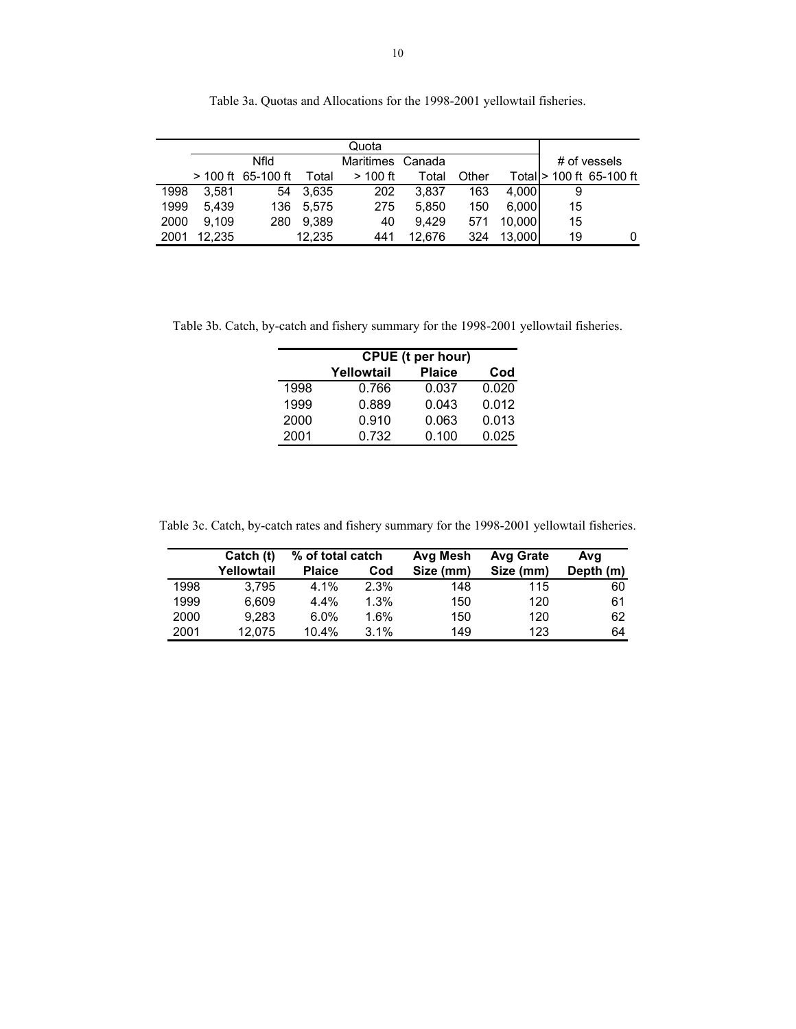Table 3a. Quotas and Allocations for the 1998-2001 yellowtail fisheries.

| | Quota | | | | | | | # of vessels | |
|---|---|---|---|---|---|---|---|---|---|
| | Nfld | | | Maritimes | Canada | | | | |
| | > 100 ft | 65-100 ft | Total | > 100 ft | Total | Other | Total | > 100 ft | 65-100 ft |
| 1998 | 3,581 | 54 | 3,635 | 202 | 3,837 | 163 | 4,000 | 9 | |
| 1999 | 5,439 | 136 | 5,575 | 275 | 5,850 | 150 | 6,000 | 15 | |
| 2000 | 9,109 | 280 | 9,389 | 40 | 9,429 | 571 | 10,000 | 15 | |
| 2001 | 12,235 | | 12,235 | 441 | 12,676 | 324 | 13,000 | 19 | 0 |

Table 3b. Catch, by-catch and fishery summary for the 1998-2001 yellowtail fisheries.

| | CPUE (t per hour) | | |
|---|---|---|---|
| | **Yellowtail** | **Plaice** | **Cod** |
| 1998 | 0.766 | 0.037 | 0.020 |
| 1999 | 0.889 | 0.043 | 0.012 |
| 2000 | 0.910 | 0.063 | 0.013 |
| 2001 | 0.732 | 0.100 | 0.025 |

Table 3c. Catch, by-catch rates and fishery summary for the 1998-2001 yellowtail fisheries.

| | **Catch (t)** | **% of total catch** | | **Avg Mesh** | **Avg Grate** | **Avg** |
|---|---|---|---|---|---|---|
| | **Yellowtail** | **Plaice** | **Cod** | **Size (mm)** | **Size (mm)** | **Depth (m)** |
| 1998 | 3,795 | 4.1% | 2.3% | 148 | 115 | 60 |
| 1999 | 6,609 | 4.4% | 1.3% | 150 | 120 | 61 |
| 2000 | 9,283 | 6.0% | 1.6% | 150 | 120 | 62 |
| 2001 | 12,075 | 10.4% | 3.1% | 149 | 123 | 64 |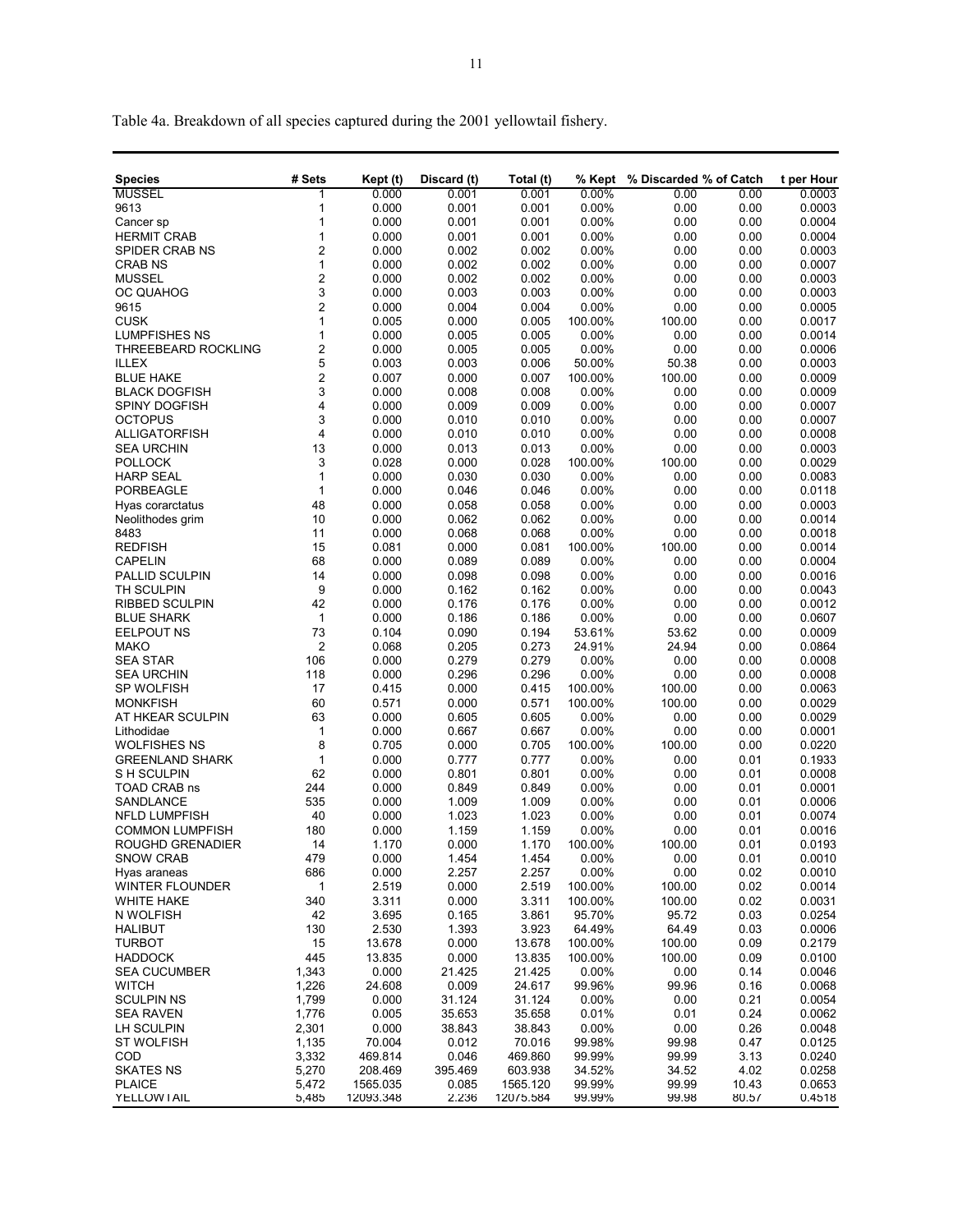Table 4a. Breakdown of all species captured during the 2001 yellowtail fishery.

| Species | # Sets | Kept (t) | Discard (t) | Total (t) | % Kept | % Discarded | % of Catch | t per Hour |
|---|---|---|---|---|---|---|---|---|
| MUSSEL | 1 | 0.000 | 0.001 | 0.001 | 0.00% | 0.00 | 0.00 | 0.0003 |
| 9613 | 1 | 0.000 | 0.001 | 0.001 | 0.00% | 0.00 | 0.00 | 0.0003 |
| Cancer sp | 1 | 0.000 | 0.001 | 0.001 | 0.00% | 0.00 | 0.00 | 0.0004 |
| HERMIT CRAB | 1 | 0.000 | 0.001 | 0.001 | 0.00% | 0.00 | 0.00 | 0.0004 |
| SPIDER CRAB NS | 2 | 0.000 | 0.002 | 0.002 | 0.00% | 0.00 | 0.00 | 0.0003 |
| CRAB NS | 1 | 0.000 | 0.002 | 0.002 | 0.00% | 0.00 | 0.00 | 0.0007 |
| MUSSEL | 2 | 0.000 | 0.002 | 0.002 | 0.00% | 0.00 | 0.00 | 0.0003 |
| OC QUAHOG | 3 | 0.000 | 0.003 | 0.003 | 0.00% | 0.00 | 0.00 | 0.0003 |
| 9615 | 2 | 0.000 | 0.004 | 0.004 | 0.00% | 0.00 | 0.00 | 0.0005 |
| CUSK | 1 | 0.005 | 0.000 | 0.005 | 100.00% | 100.00 | 0.00 | 0.0017 |
| LUMPFISHES NS | 1 | 0.000 | 0.005 | 0.005 | 0.00% | 0.00 | 0.00 | 0.0014 |
| THREEBEARD ROCKLING | 2 | 0.000 | 0.005 | 0.005 | 0.00% | 0.00 | 0.00 | 0.0006 |
| ILLEX | 5 | 0.003 | 0.003 | 0.006 | 50.00% | 50.38 | 0.00 | 0.0003 |
| BLUE HAKE | 2 | 0.007 | 0.000 | 0.007 | 100.00% | 100.00 | 0.00 | 0.0009 |
| BLACK DOGFISH | 3 | 0.000 | 0.008 | 0.008 | 0.00% | 0.00 | 0.00 | 0.0009 |
| SPINY DOGFISH | 4 | 0.000 | 0.009 | 0.009 | 0.00% | 0.00 | 0.00 | 0.0007 |
| OCTOPUS | 3 | 0.000 | 0.010 | 0.010 | 0.00% | 0.00 | 0.00 | 0.0007 |
| ALLIGATORFISH | 4 | 0.000 | 0.010 | 0.010 | 0.00% | 0.00 | 0.00 | 0.0008 |
| SEA URCHIN | 13 | 0.000 | 0.013 | 0.013 | 0.00% | 0.00 | 0.00 | 0.0003 |
| POLLOCK | 3 | 0.028 | 0.000 | 0.028 | 100.00% | 100.00 | 0.00 | 0.0029 |
| HARP SEAL | 1 | 0.000 | 0.030 | 0.030 | 0.00% | 0.00 | 0.00 | 0.0083 |
| PORBEAGLE | 1 | 0.000 | 0.046 | 0.046 | 0.00% | 0.00 | 0.00 | 0.0118 |
| Hyas corarctatus | 48 | 0.000 | 0.058 | 0.058 | 0.00% | 0.00 | 0.00 | 0.0003 |
| Neolithodes grim | 10 | 0.000 | 0.062 | 0.062 | 0.00% | 0.00 | 0.00 | 0.0014 |
| 8483 | 11 | 0.000 | 0.068 | 0.068 | 0.00% | 0.00 | 0.00 | 0.0018 |
| REDFISH | 15 | 0.081 | 0.000 | 0.081 | 100.00% | 100.00 | 0.00 | 0.0014 |
| CAPELIN | 68 | 0.000 | 0.089 | 0.089 | 0.00% | 0.00 | 0.00 | 0.0004 |
| PALLID SCULPIN | 14 | 0.000 | 0.098 | 0.098 | 0.00% | 0.00 | 0.00 | 0.0016 |
| TH SCULPIN | 9 | 0.000 | 0.162 | 0.162 | 0.00% | 0.00 | 0.00 | 0.0043 |
| RIBBED SCULPIN | 42 | 0.000 | 0.176 | 0.176 | 0.00% | 0.00 | 0.00 | 0.0012 |
| BLUE SHARK | 1 | 0.000 | 0.186 | 0.186 | 0.00% | 0.00 | 0.00 | 0.0607 |
| EELPOUT NS | 73 | 0.104 | 0.090 | 0.194 | 53.61% | 53.62 | 0.00 | 0.0009 |
| MAKO | 2 | 0.068 | 0.205 | 0.273 | 24.91% | 24.94 | 0.00 | 0.0864 |
| SEA STAR | 106 | 0.000 | 0.279 | 0.279 | 0.00% | 0.00 | 0.00 | 0.0008 |
| SEA URCHIN | 118 | 0.000 | 0.296 | 0.296 | 0.00% | 0.00 | 0.00 | 0.0008 |
| SP WOLFISH | 17 | 0.415 | 0.000 | 0.415 | 100.00% | 100.00 | 0.00 | 0.0063 |
| MONKFISH | 60 | 0.571 | 0.000 | 0.571 | 100.00% | 100.00 | 0.00 | 0.0029 |
| AT HKEAR SCULPIN | 63 | 0.000 | 0.605 | 0.605 | 0.00% | 0.00 | 0.00 | 0.0029 |
| Lithodidae | 1 | 0.000 | 0.667 | 0.667 | 0.00% | 0.00 | 0.00 | 0.0001 |
| WOLFISHES NS | 8 | 0.705 | 0.000 | 0.705 | 100.00% | 100.00 | 0.00 | 0.0220 |
| GREENLAND SHARK | 1 | 0.000 | 0.777 | 0.777 | 0.00% | 0.00 | 0.01 | 0.1933 |
| S H SCULPIN | 62 | 0.000 | 0.801 | 0.801 | 0.00% | 0.00 | 0.01 | 0.0008 |
| TOAD CRAB ns | 244 | 0.000 | 0.849 | 0.849 | 0.00% | 0.00 | 0.01 | 0.0001 |
| SANDLANCE | 535 | 0.000 | 1.009 | 1.009 | 0.00% | 0.00 | 0.01 | 0.0006 |
| NFLD LUMPFISH | 40 | 0.000 | 1.023 | 1.023 | 0.00% | 0.00 | 0.01 | 0.0074 |
| COMMON LUMPFISH | 180 | 0.000 | 1.159 | 1.159 | 0.00% | 0.00 | 0.01 | 0.0016 |
| ROUGHD GRENADIER | 14 | 1.170 | 0.000 | 1.170 | 100.00% | 100.00 | 0.01 | 0.0193 |
| SNOW CRAB | 479 | 0.000 | 1.454 | 1.454 | 0.00% | 0.00 | 0.01 | 0.0010 |
| Hyas araneas | 686 | 0.000 | 2.257 | 2.257 | 0.00% | 0.00 | 0.02 | 0.0010 |
| WINTER FLOUNDER | 1 | 2.519 | 0.000 | 2.519 | 100.00% | 100.00 | 0.02 | 0.0014 |
| WHITE HAKE | 340 | 3.311 | 0.000 | 3.311 | 100.00% | 100.00 | 0.02 | 0.0031 |
| N WOLFISH | 42 | 3.695 | 0.165 | 3.861 | 95.70% | 95.72 | 0.03 | 0.0254 |
| HALIBUT | 130 | 2.530 | 1.393 | 3.923 | 64.49% | 64.49 | 0.03 | 0.0006 |
| TURBOT | 15 | 13.678 | 0.000 | 13.678 | 100.00% | 100.00 | 0.09 | 0.2179 |
| HADDOCK | 445 | 13.835 | 0.000 | 13.835 | 100.00% | 100.00 | 0.09 | 0.0100 |
| SEA CUCUMBER | 1,343 | 0.000 | 21.425 | 21.425 | 0.00% | 0.00 | 0.14 | 0.0046 |
| WITCH | 1,226 | 24.608 | 0.009 | 24.617 | 99.96% | 99.96 | 0.16 | 0.0068 |
| SCULPIN NS | 1,799 | 0.000 | 31.124 | 31.124 | 0.00% | 0.00 | 0.21 | 0.0054 |
| SEA RAVEN | 1,776 | 0.005 | 35.653 | 35.658 | 0.01% | 0.01 | 0.24 | 0.0062 |
| LH SCULPIN | 2,301 | 0.000 | 38.843 | 38.843 | 0.00% | 0.00 | 0.26 | 0.0048 |
| ST WOLFISH | 1,135 | 70.004 | 0.012 | 70.016 | 99.98% | 99.98 | 0.47 | 0.0125 |
| COD | 3,332 | 469.814 | 0.046 | 469.860 | 99.99% | 99.99 | 3.13 | 0.0240 |
| SKATES NS | 5,270 | 208.469 | 395.469 | 603.938 | 34.52% | 34.52 | 4.02 | 0.0258 |
| PLAICE | 5,472 | 1565.035 | 0.085 | 1565.120 | 99.99% | 99.99 | 10.43 | 0.0653 |
| YELLOWTAIL | 5,485 | 12093.348 | 2.236 | 12075.584 | 99.99% | 99.98 | 80.57 | 0.4518 |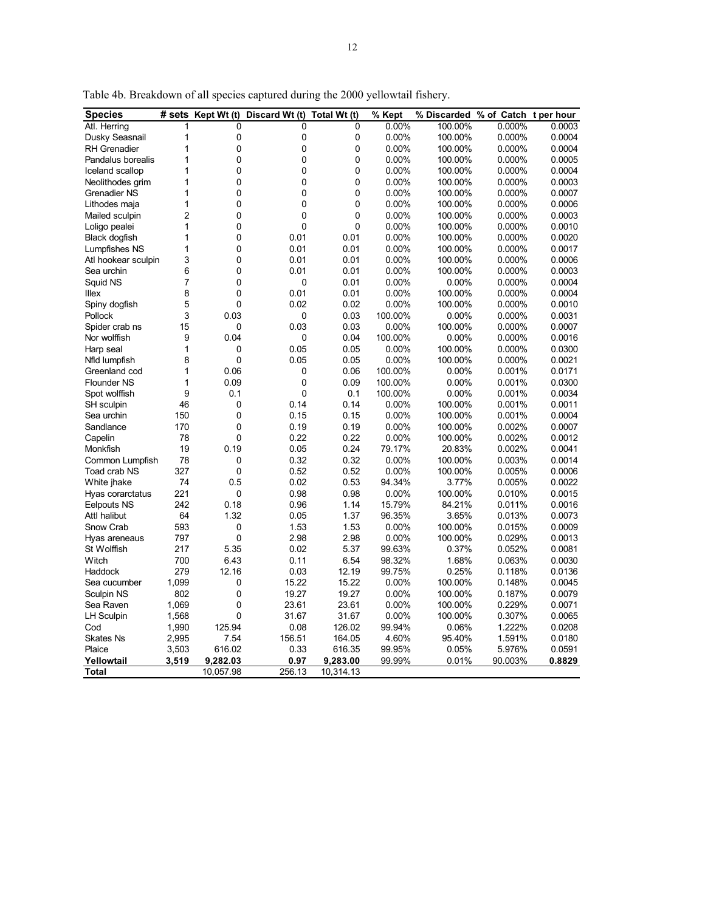Table 4b. Breakdown of all species captured during the 2000 yellowtail fishery.

| Species | # sets | Kept Wt (t) | Discard Wt (t) | Total Wt (t) | % Kept | % Discarded | % of Catch | t per hour |
|---|---|---|---|---|---|---|---|---|
| Atl. Herring | 1 | 0 | 0 | 0 | 0.00% | 100.00% | 0.000% | 0.0003 |
| Dusky Seasnail | 1 | 0 | 0 | 0 | 0.00% | 100.00% | 0.000% | 0.0004 |
| RH Grenadier | 1 | 0 | 0 | 0 | 0.00% | 100.00% | 0.000% | 0.0004 |
| Pandalus borealis | 1 | 0 | 0 | 0 | 0.00% | 100.00% | 0.000% | 0.0005 |
| Iceland scallop | 1 | 0 | 0 | 0 | 0.00% | 100.00% | 0.000% | 0.0004 |
| Neolithodes grim | 1 | 0 | 0 | 0 | 0.00% | 100.00% | 0.000% | 0.0003 |
| Grenadier NS | 1 | 0 | 0 | 0 | 0.00% | 100.00% | 0.000% | 0.0007 |
| Lithodes maja | 1 | 0 | 0 | 0 | 0.00% | 100.00% | 0.000% | 0.0006 |
| Mailed sculpin | 2 | 0 | 0 | 0 | 0.00% | 100.00% | 0.000% | 0.0003 |
| Loligo pealei | 1 | 0 | 0 | 0 | 0.00% | 100.00% | 0.000% | 0.0010 |
| Black dogfish | 1 | 0 | 0.01 | 0.01 | 0.00% | 100.00% | 0.000% | 0.0020 |
| Lumpfishes NS | 1 | 0 | 0.01 | 0.01 | 0.00% | 100.00% | 0.000% | 0.0017 |
| Atl hookear sculpin | 3 | 0 | 0.01 | 0.01 | 0.00% | 100.00% | 0.000% | 0.0006 |
| Sea urchin | 6 | 0 | 0.01 | 0.01 | 0.00% | 100.00% | 0.000% | 0.0003 |
| Squid NS | 7 | 0 | 0 | 0.01 | 0.00% | 0.00% | 0.000% | 0.0004 |
| Illex | 8 | 0 | 0.01 | 0.01 | 0.00% | 100.00% | 0.000% | 0.0004 |
| Spiny dogfish | 5 | 0 | 0.02 | 0.02 | 0.00% | 100.00% | 0.000% | 0.0010 |
| Pollock | 3 | 0.03 | 0 | 0.03 | 100.00% | 0.00% | 0.000% | 0.0031 |
| Spider crab ns | 15 | 0 | 0.03 | 0.03 | 0.00% | 100.00% | 0.000% | 0.0007 |
| Nor wolffish | 9 | 0.04 | 0 | 0.04 | 100.00% | 0.00% | 0.000% | 0.0016 |
| Harp seal | 1 | 0 | 0.05 | 0.05 | 0.00% | 100.00% | 0.000% | 0.0300 |
| Nfld lumpfish | 8 | 0 | 0.05 | 0.05 | 0.00% | 100.00% | 0.000% | 0.0021 |
| Greenland cod | 1 | 0.06 | 0 | 0.06 | 100.00% | 0.00% | 0.001% | 0.0171 |
| Flounder NS | 1 | 0.09 | 0 | 0.09 | 100.00% | 0.00% | 0.001% | 0.0300 |
| Spot wolffish | 9 | 0.1 | 0 | 0.1 | 100.00% | 0.00% | 0.001% | 0.0034 |
| SH sculpin | 46 | 0 | 0.14 | 0.14 | 0.00% | 100.00% | 0.001% | 0.0011 |
| Sea urchin | 150 | 0 | 0.15 | 0.15 | 0.00% | 100.00% | 0.001% | 0.0004 |
| Sandlance | 170 | 0 | 0.19 | 0.19 | 0.00% | 100.00% | 0.002% | 0.0007 |
| Capelin | 78 | 0 | 0.22 | 0.22 | 0.00% | 100.00% | 0.002% | 0.0012 |
| Monkfish | 19 | 0.19 | 0.05 | 0.24 | 79.17% | 20.83% | 0.002% | 0.0041 |
| Common Lumpfish | 78 | 0 | 0.32 | 0.32 | 0.00% | 100.00% | 0.003% | 0.0014 |
| Toad crab NS | 327 | 0 | 0.52 | 0.52 | 0.00% | 100.00% | 0.005% | 0.0006 |
| White jhake | 74 | 0.5 | 0.02 | 0.53 | 94.34% | 3.77% | 0.005% | 0.0022 |
| Hyas corarctatus | 221 | 0 | 0.98 | 0.98 | 0.00% | 100.00% | 0.010% | 0.0015 |
| Eelpouts NS | 242 | 0.18 | 0.96 | 1.14 | 15.79% | 84.21% | 0.011% | 0.0016 |
| Attl halibut | 64 | 1.32 | 0.05 | 1.37 | 96.35% | 3.65% | 0.013% | 0.0073 |
| Snow Crab | 593 | 0 | 1.53 | 1.53 | 0.00% | 100.00% | 0.015% | 0.0009 |
| Hyas areneaus | 797 | 0 | 2.98 | 2.98 | 0.00% | 100.00% | 0.029% | 0.0013 |
| St Wolffish | 217 | 5.35 | 0.02 | 5.37 | 99.63% | 0.37% | 0.052% | 0.0081 |
| Witch | 700 | 6.43 | 0.11 | 6.54 | 98.32% | 1.68% | 0.063% | 0.0030 |
| Haddock | 279 | 12.16 | 0.03 | 12.19 | 99.75% | 0.25% | 0.118% | 0.0136 |
| Sea cucumber | 1,099 | 0 | 15.22 | 15.22 | 0.00% | 100.00% | 0.148% | 0.0045 |
| Sculpin NS | 802 | 0 | 19.27 | 19.27 | 0.00% | 100.00% | 0.187% | 0.0079 |
| Sea Raven | 1,069 | 0 | 23.61 | 23.61 | 0.00% | 100.00% | 0.229% | 0.0071 |
| LH Sculpin | 1,568 | 0 | 31.67 | 31.67 | 0.00% | 100.00% | 0.307% | 0.0065 |
| Cod | 1,990 | 125.94 | 0.08 | 126.02 | 99.94% | 0.06% | 1.222% | 0.0208 |
| Skates Ns | 2,995 | 7.54 | 156.51 | 164.05 | 4.60% | 95.40% | 1.591% | 0.0180 |
| Plaice | 3,503 | 616.02 | 0.33 | 616.35 | 99.95% | 0.05% | 5.976% | 0.0591 |
| **Yellowtail** | **3,519** | **9,282.03** | **0.97** | **9,283.00** | 99.99% | 0.01% | 90.003% | **0.8829** |
| **Total** | | 10,057.98 | 256.13 | 10,314.13 | | | | |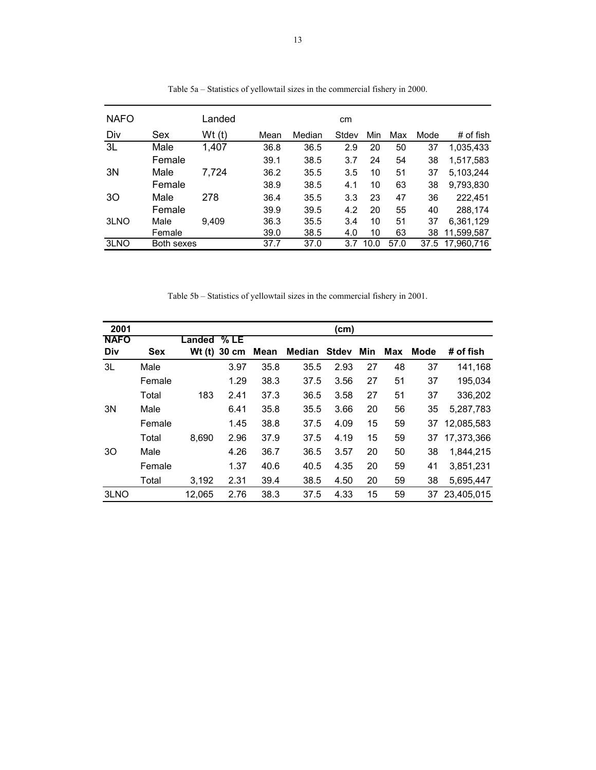Table 5a – Statistics of yellowtail sizes in the commercial fishery in 2000.

| NAFO | | Landed | | | cm | | | | |
|---|---|---|---|---|---|---|---|---|---|
| Div | Sex | Wt (t) | Mean | Median | Stdev | Min | Max | Mode | # of fish |
| 3L | Male | 1,407 | 36.8 | 36.5 | 2.9 | 20 | 50 | 37 | 1,035,433 |
| | Female | | 39.1 | 38.5 | 3.7 | 24 | 54 | 38 | 1,517,583 |
| 3N | Male | 7,724 | 36.2 | 35.5 | 3.5 | 10 | 51 | 37 | 5,103,244 |
| | Female | | 38.9 | 38.5 | 4.1 | 10 | 63 | 38 | 9,793,830 |
| 3O | Male | 278 | 36.4 | 35.5 | 3.3 | 23 | 47 | 36 | 222,451 |
| | Female | | 39.9 | 39.5 | 4.2 | 20 | 55 | 40 | 288,174 |
| 3LNO | Male | 9,409 | 36.3 | 35.5 | 3.4 | 10 | 51 | 37 | 6,361,129 |
| | Female | | 39.0 | 38.5 | 4.0 | 10 | 63 | 38 | 11,599,587 |
| 3LNO | Both sexes | | 37.7 | 37.0 | 3.7 | 10.0 | 57.0 | 37.5 | 17,960,716 |

Table 5b – Statistics of yellowtail sizes in the commercial fishery in 2001.

| **2001** | | | | | | **(cm)** | | | | |
|---|---|---|---|---|---|---|---|---|---|---|
| **NAFO Div** | **Sex** | **Landed Wt (t)** | **% LE 30 cm** | **Mean** | **Median** | **Stdev** | **Min** | **Max** | **Mode** | **# of fish** |
| 3L | Male | | 3.97 | 35.8 | 35.5 | 2.93 | 27 | 48 | 37 | 141,168 |
| | Female | | 1.29 | 38.3 | 37.5 | 3.56 | 27 | 51 | 37 | 195,034 |
| | Total | 183 | 2.41 | 37.3 | 36.5 | 3.58 | 27 | 51 | 37 | 336,202 |
| 3N | Male | | 6.41 | 35.8 | 35.5 | 3.66 | 20 | 56 | 35 | 5,287,783 |
| | Female | | 1.45 | 38.8 | 37.5 | 4.09 | 15 | 59 | 37 | 12,085,583 |
| | Total | 8,690 | 2.96 | 37.9 | 37.5 | 4.19 | 15 | 59 | 37 | 17,373,366 |
| 3O | Male | | 4.26 | 36.7 | 36.5 | 3.57 | 20 | 50 | 38 | 1,844,215 |
| | Female | | 1.37 | 40.6 | 40.5 | 4.35 | 20 | 59 | 41 | 3,851,231 |
| | Total | 3,192 | 2.31 | 39.4 | 38.5 | 4.50 | 20 | 59 | 38 | 5,695,447 |
| 3LNO | | 12,065 | 2.76 | 38.3 | 37.5 | 4.33 | 15 | 59 | 37 | 23,405,015 |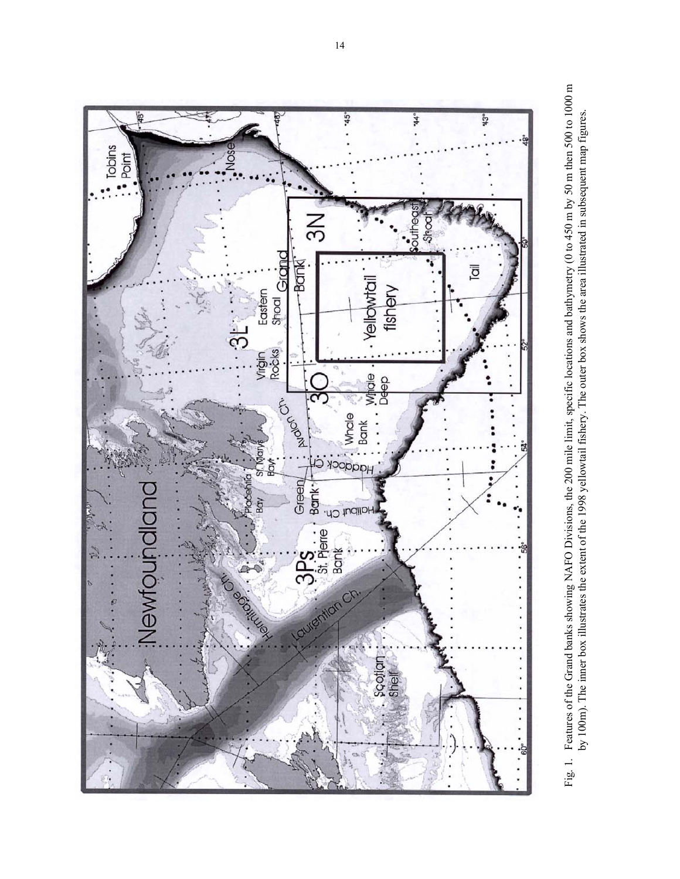Fig. 1. Features of the Grand banks showing NAFO Divisions, the 200 mile limit, specific locations and bathymetry (0 to 450 m by 50 m then 500 to 1000 m by 100m). The inner box illustrates the extent of the 1998 yellowtail fishery. The outer box shows the area illustrated in subsequent map figures.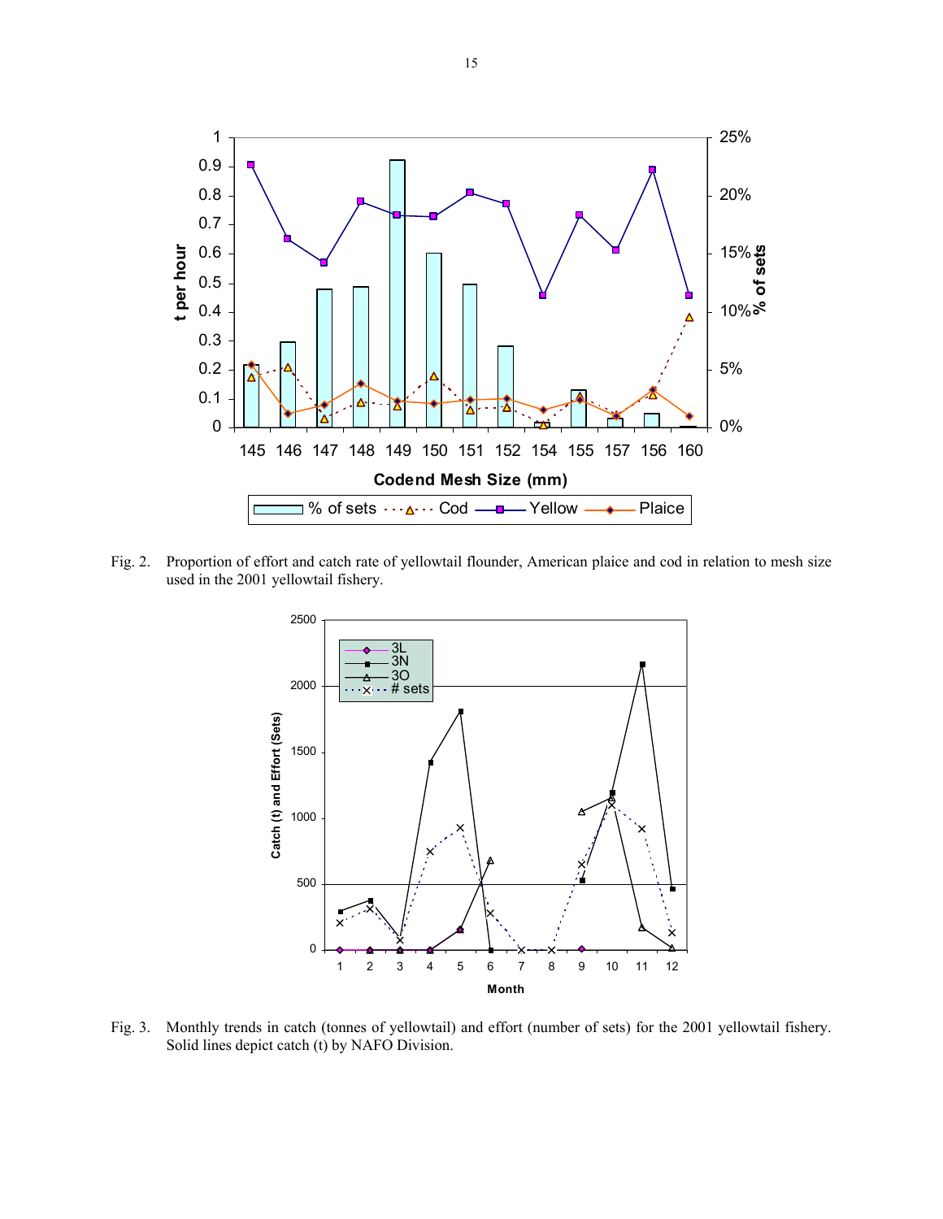Fig. 2. Proportion of effort and catch rate of yellowtail flounder, American plaice and cod in relation to mesh size used in the 2001 yellowtail fishery.

Fig. 3. Monthly trends in catch (tonnes of yellowtail) and effort (number of sets) for the 2001 yellowtail fishery. Solid lines depict catch (t) by NAFO Division.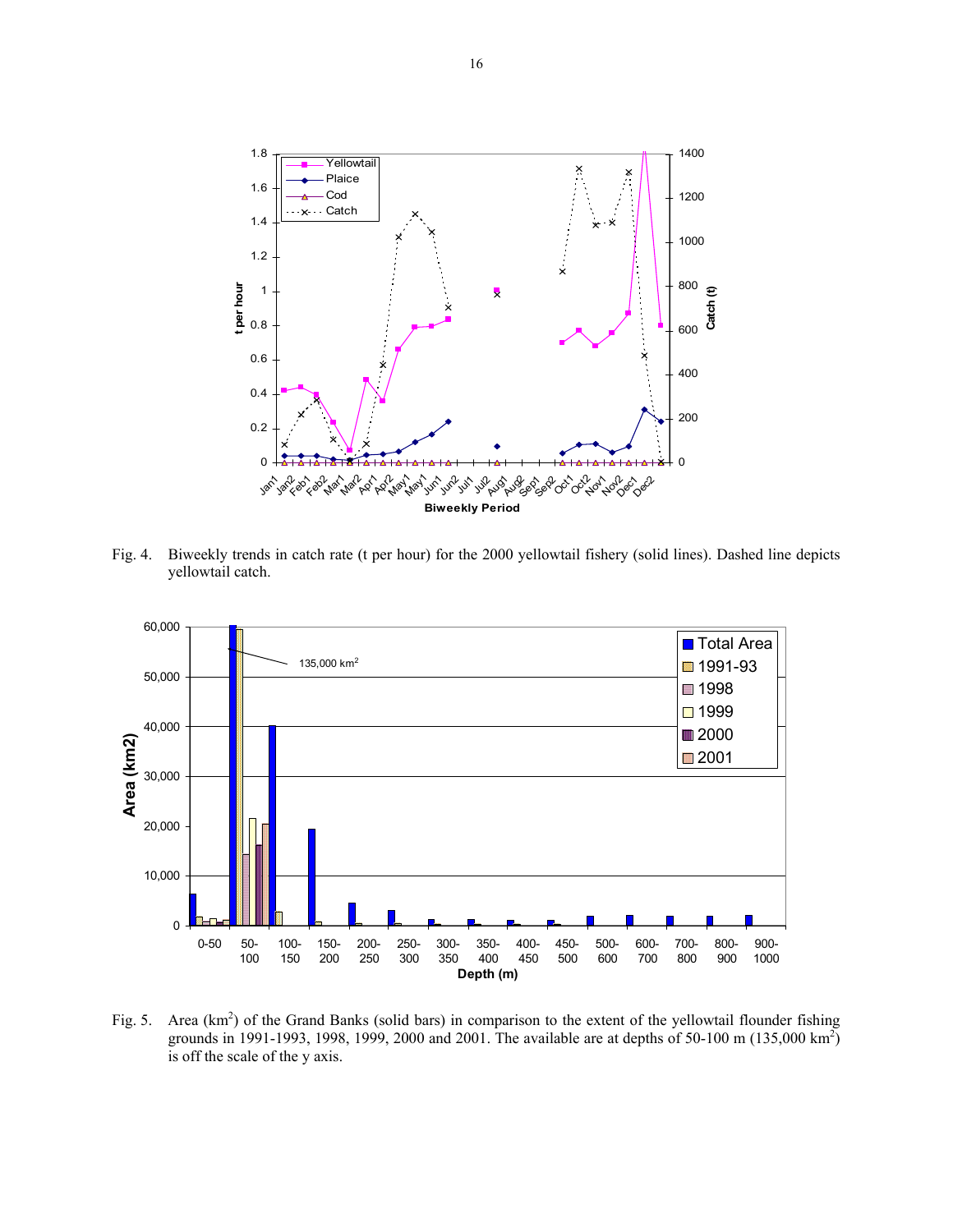Fig. 4. Biweekly trends in catch rate (t per hour) for the 2000 yellowtail fishery (solid lines). Dashed line depicts yellowtail catch.

Fig. 5. Area (km$^2$) of the Grand Banks (solid bars) in comparison to the extent of the yellowtail flounder fishing grounds in 1991-1993, 1998, 1999, 2000 and 2001. The available are at depths of 50-100 m (135,000 km$^2$) is off the scale of the y axis.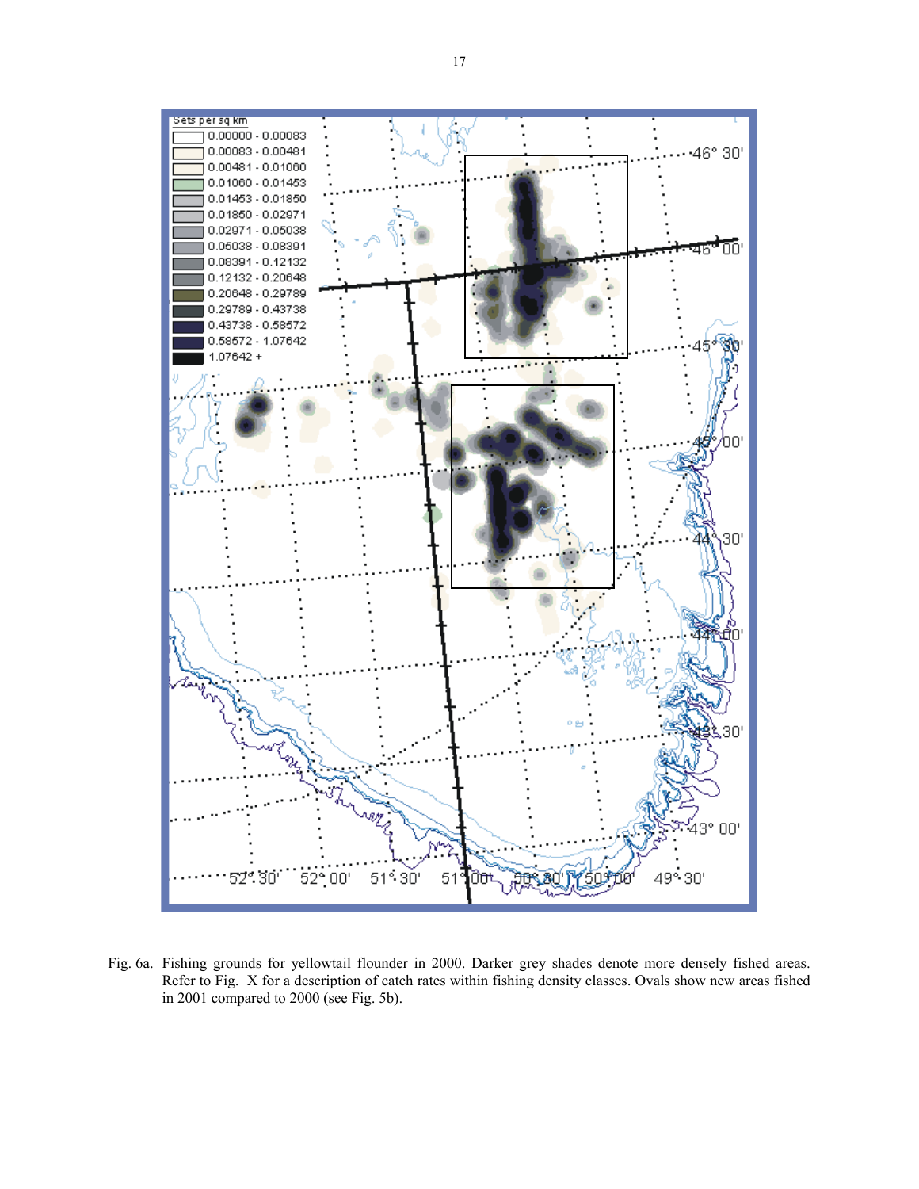Fig. 6a. Fishing grounds for yellowtail flounder in 2000. Darker grey shades denote more densely fished areas. Refer to Fig. X for a description of catch rates within fishing density classes. Ovals show new areas fished in 2001 compared to 2000 (see Fig. 5b).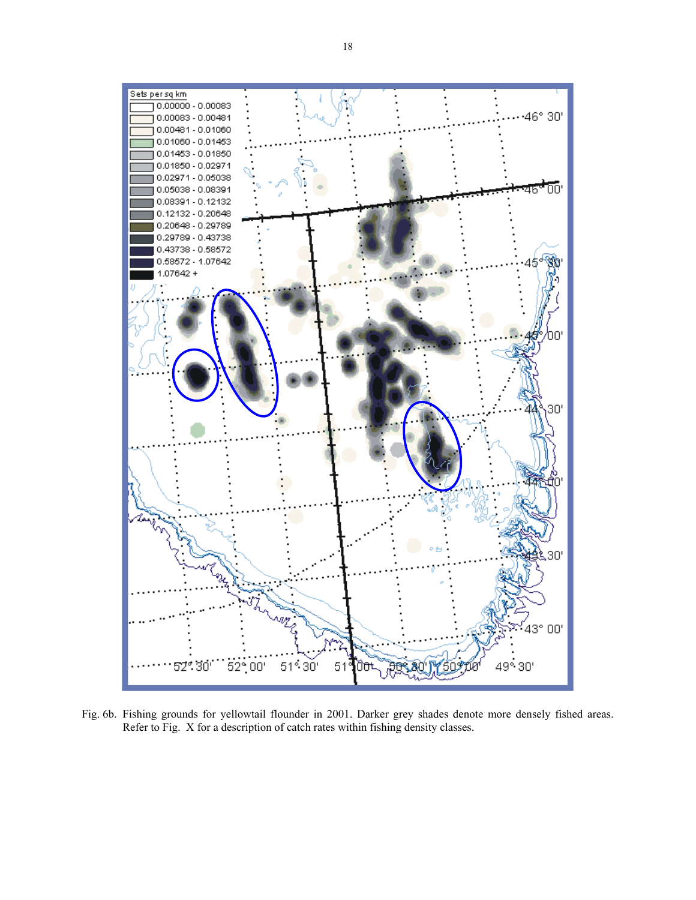Fig. 6b. Fishing grounds for yellowtail flounder in 2001. Darker grey shades denote more densely fished areas. Refer to Fig. X for a description of catch rates within fishing density classes.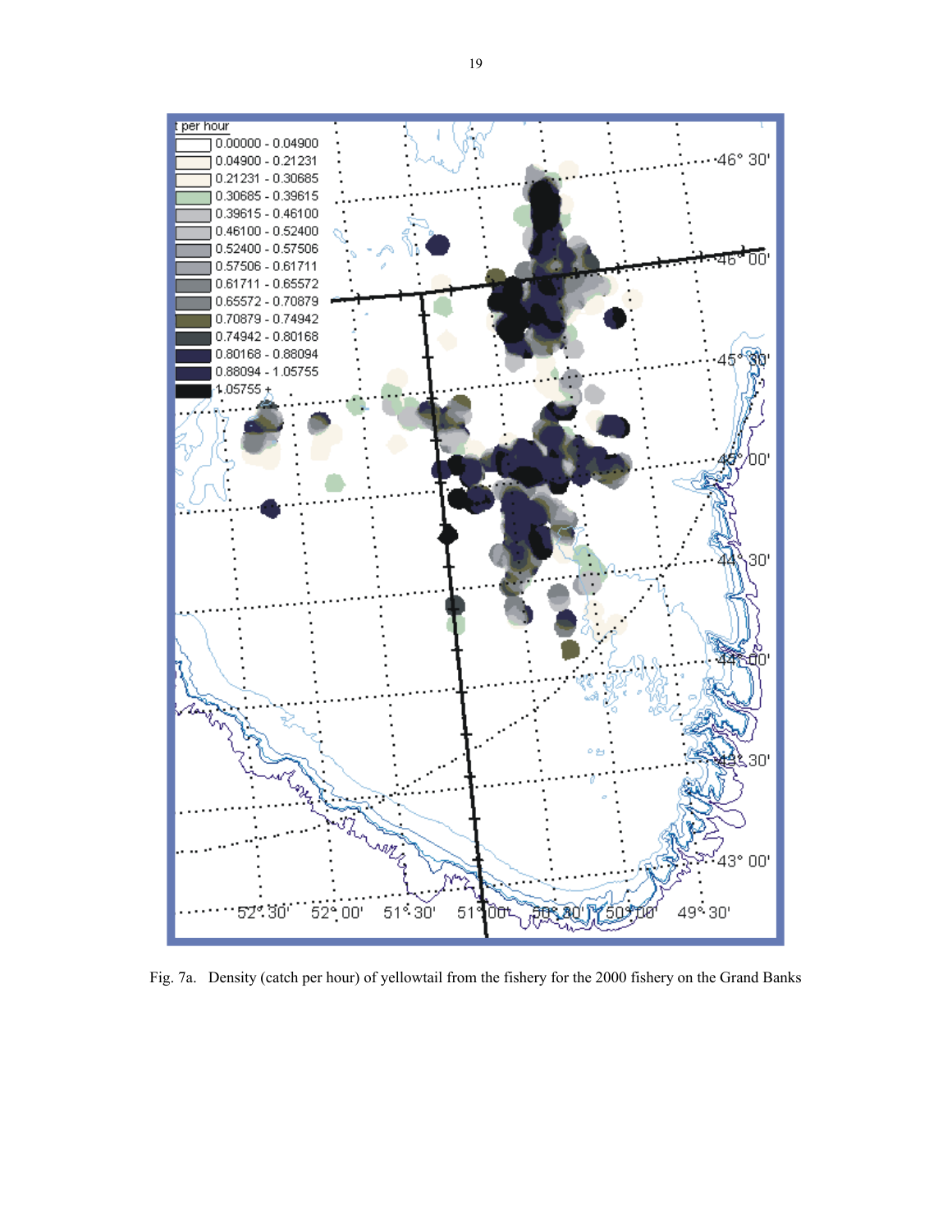Fig. 7a. Density (catch per hour) of yellowtail from the fishery for the 2000 fishery on the Grand Banks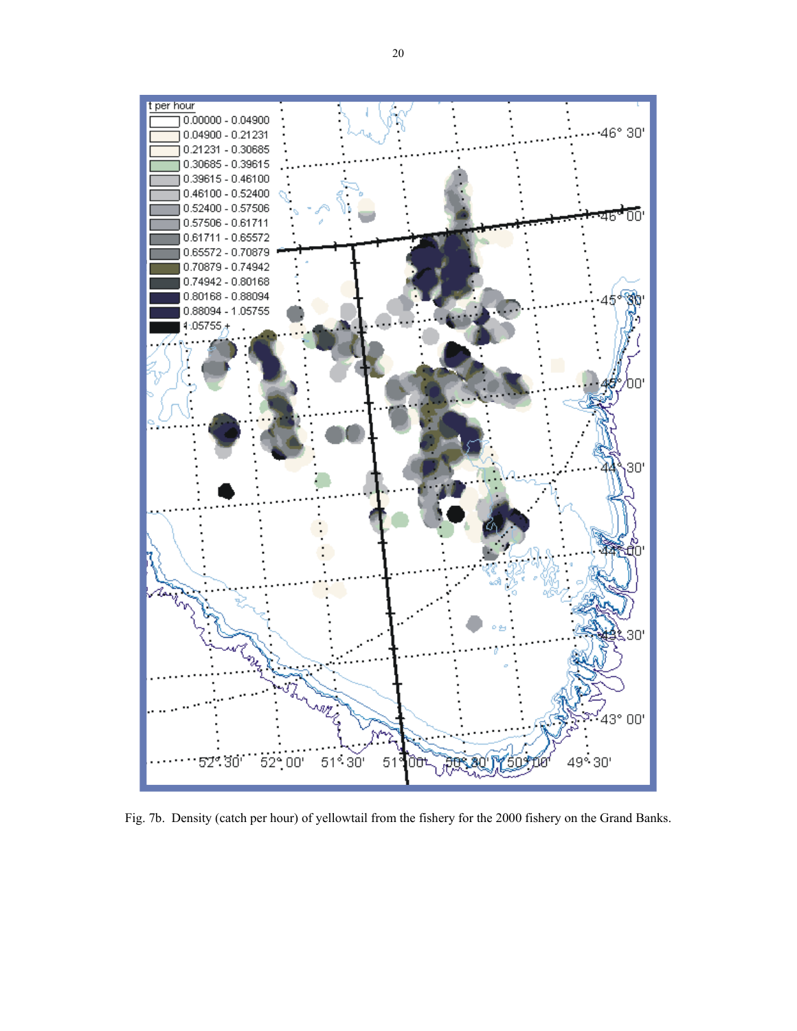Fig. 7b. Density (catch per hour) of yellowtail from the fishery for the 2000 fishery on the Grand Banks.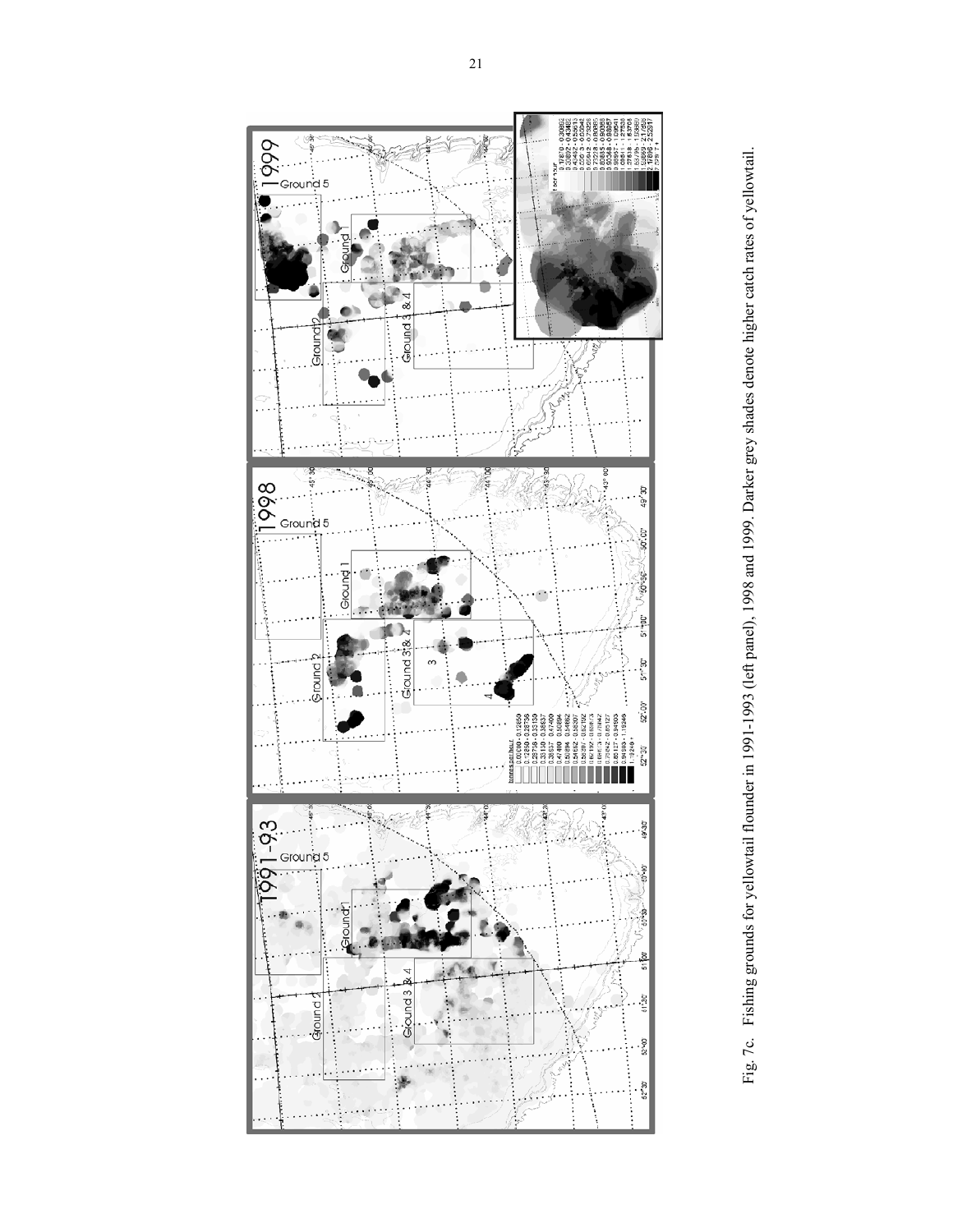Fig. 7c. Fishing grounds for yellowtail flounder in 1991-1993 (left panel), 1998 and 1999. Darker grey shades denote higher catch rates of yellowtail.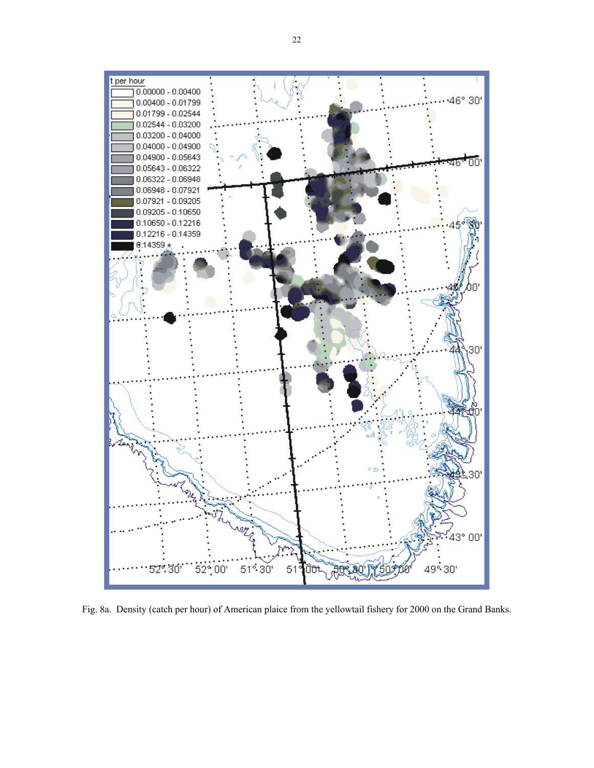Fig. 8a. Density (catch per hour) of American plaice from the yellowtail fishery for 2000 on the Grand Banks.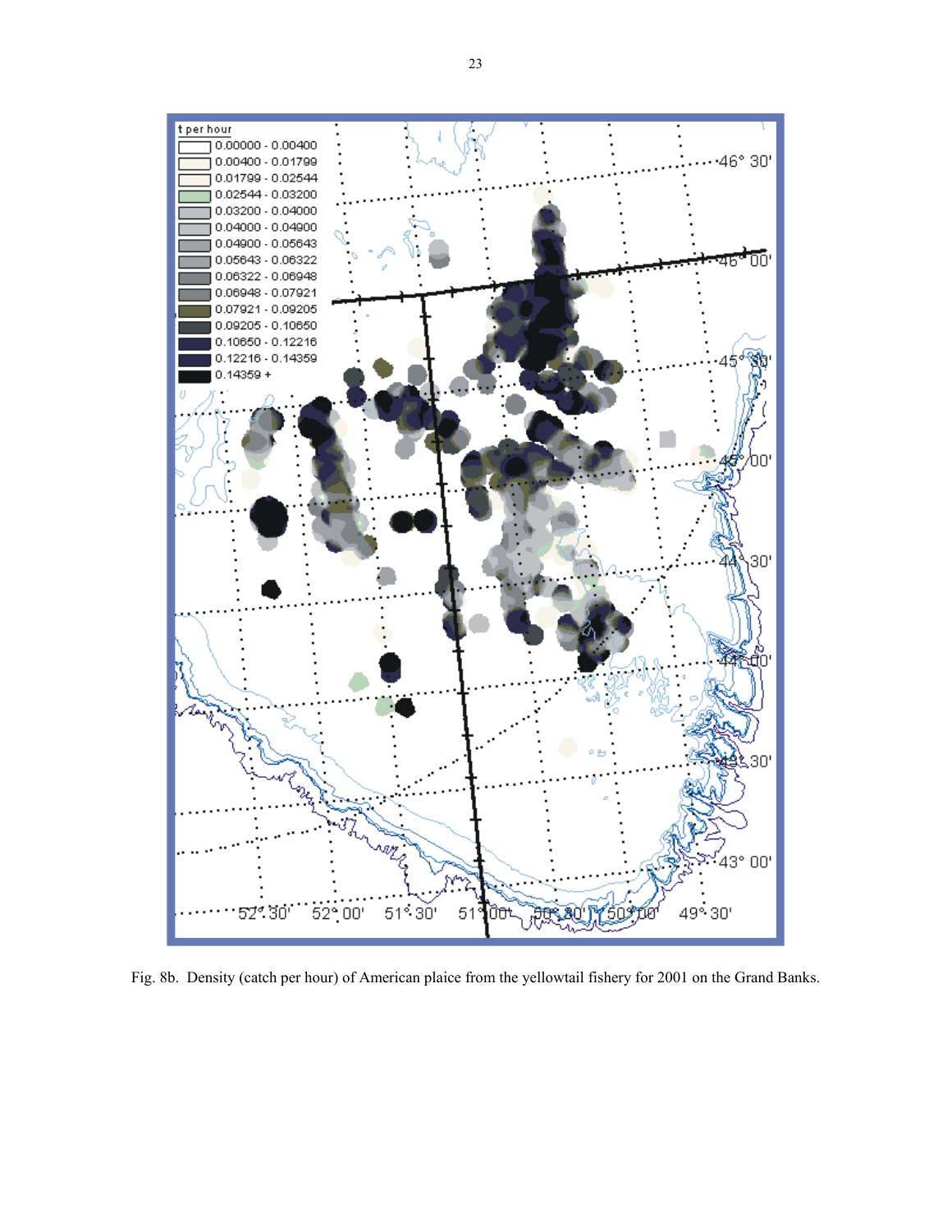Fig. 8b. Density (catch per hour) of American plaice from the yellowtail fishery for 2001 on the Grand Banks.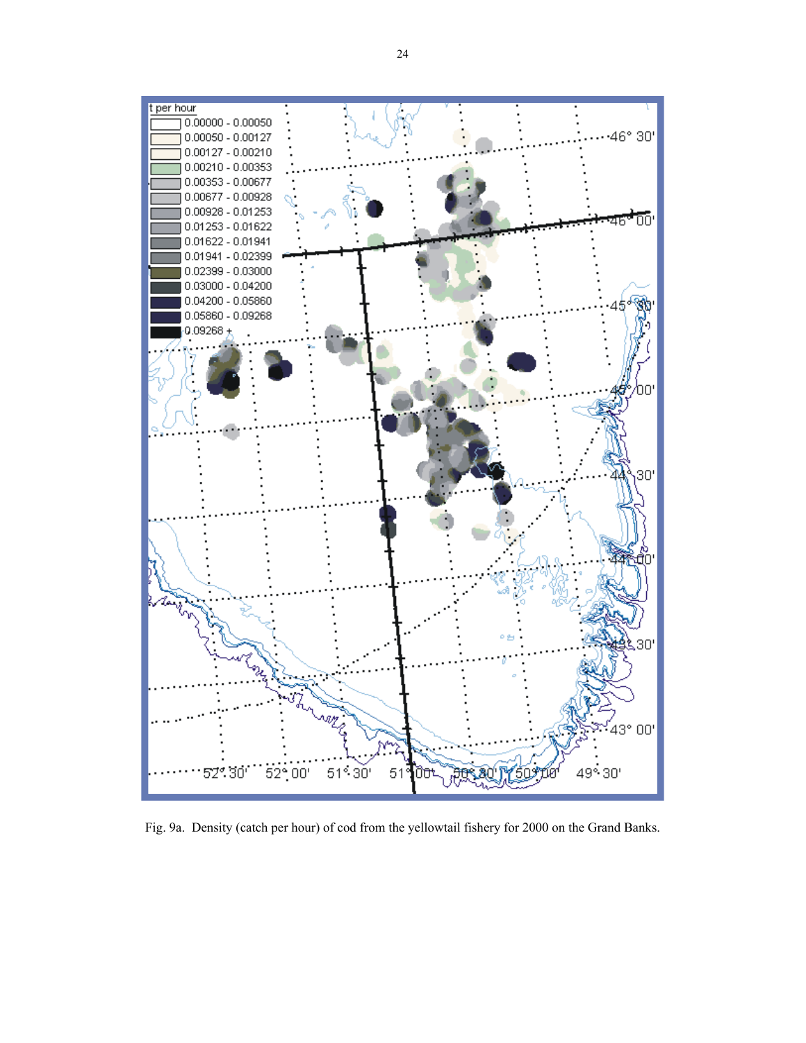Fig. 9a. Density (catch per hour) of cod from the yellowtail fishery for 2000 on the Grand Banks.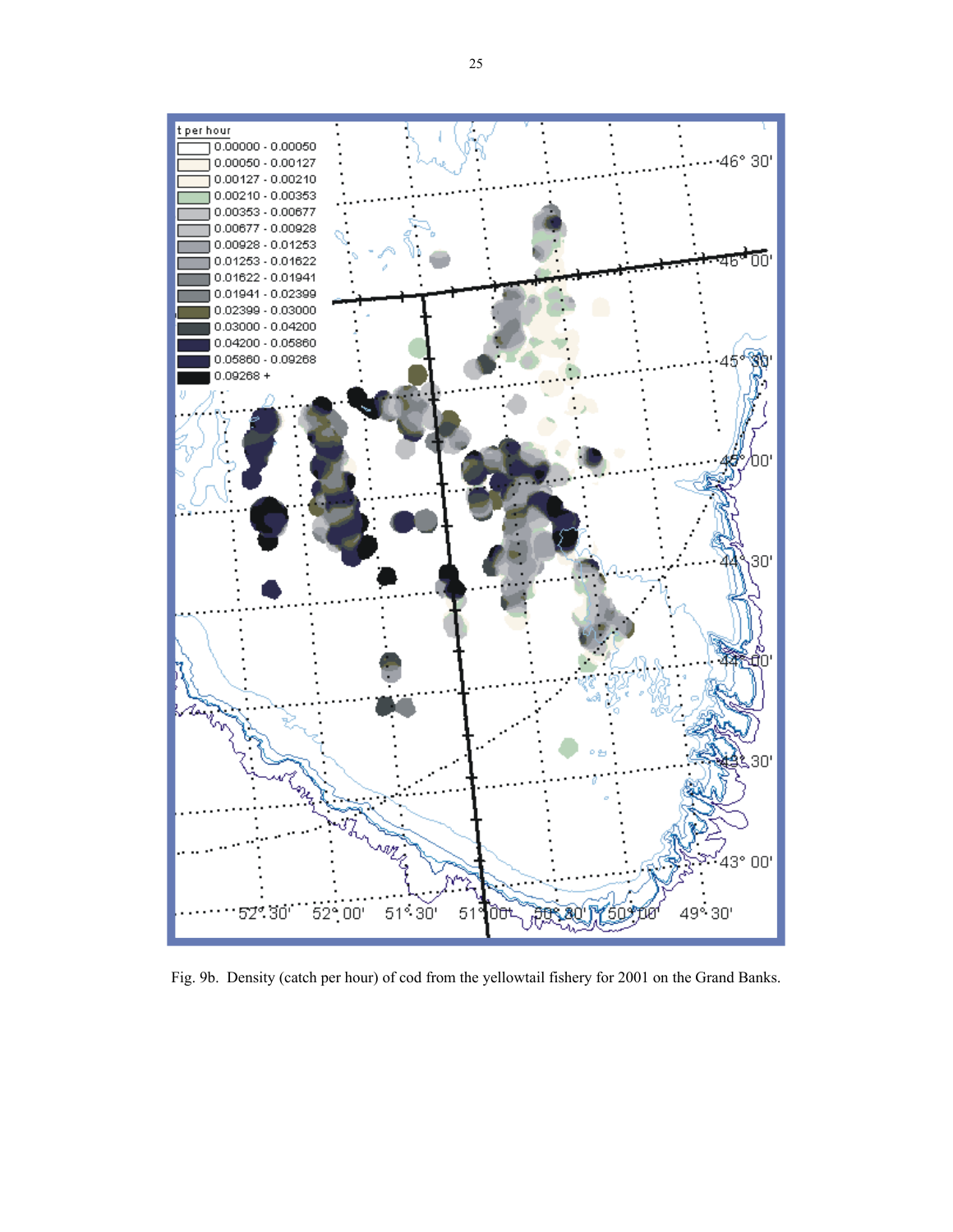Fig. 9b. Density (catch per hour) of cod from the yellowtail fishery for 2001 on the Grand Banks.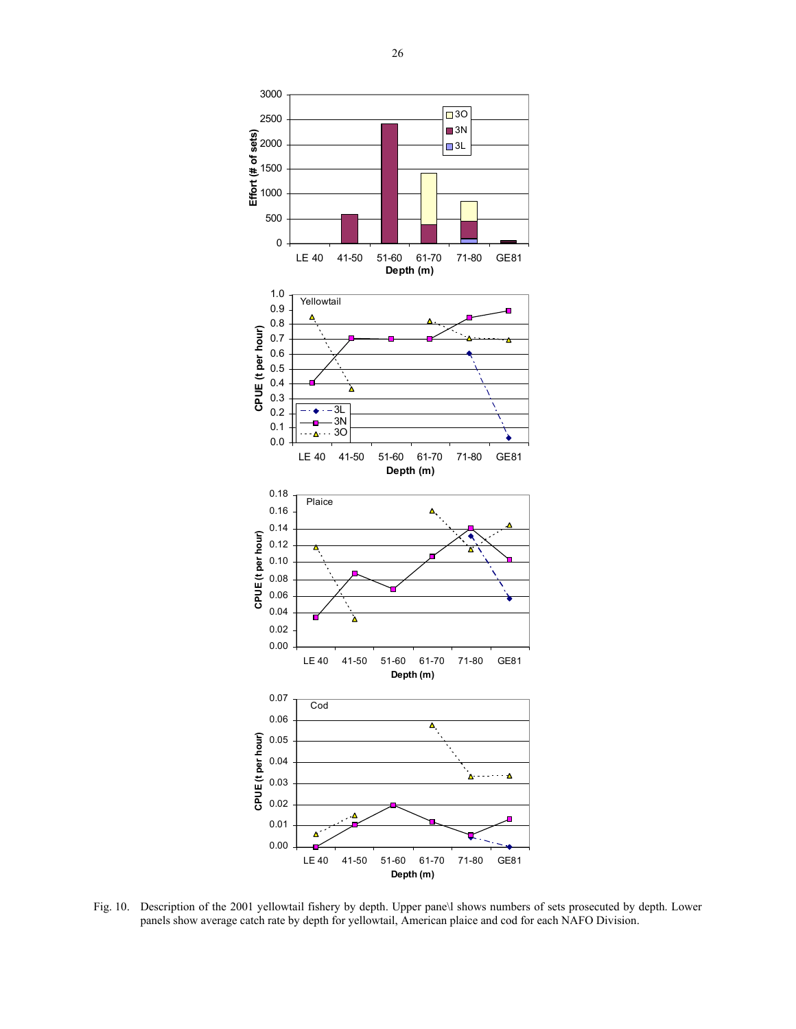Fig. 10. Description of the 2001 yellowtail fishery by depth. Upper pane\l shows numbers of sets prosecuted by depth. Lower panels show average catch rate by depth for yellowtail, American plaice and cod for each NAFO Division.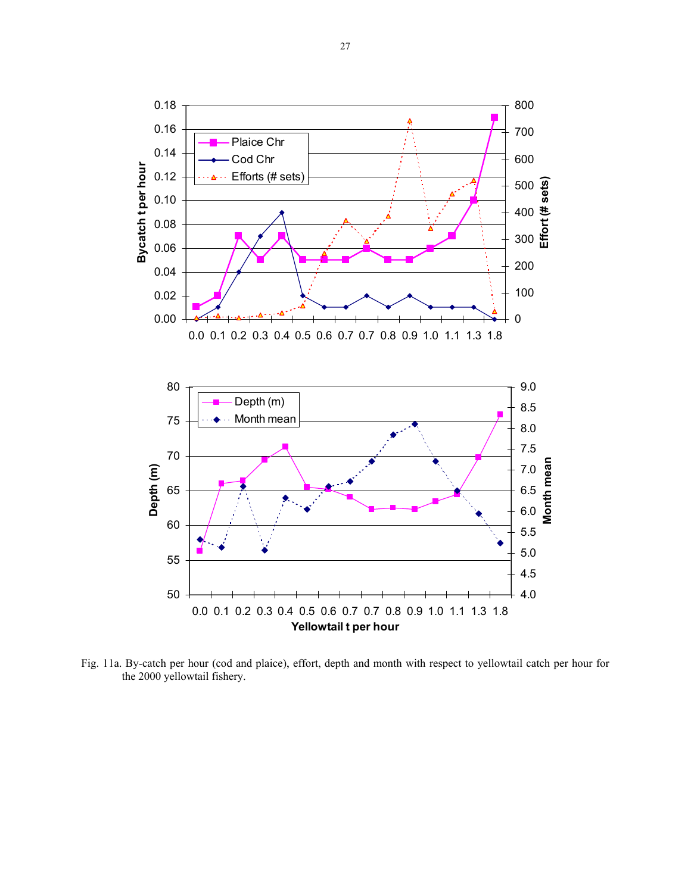Fig. 11a. By-catch per hour (cod and plaice), effort, depth and month with respect to yellowtail catch per hour for the 2000 yellowtail fishery.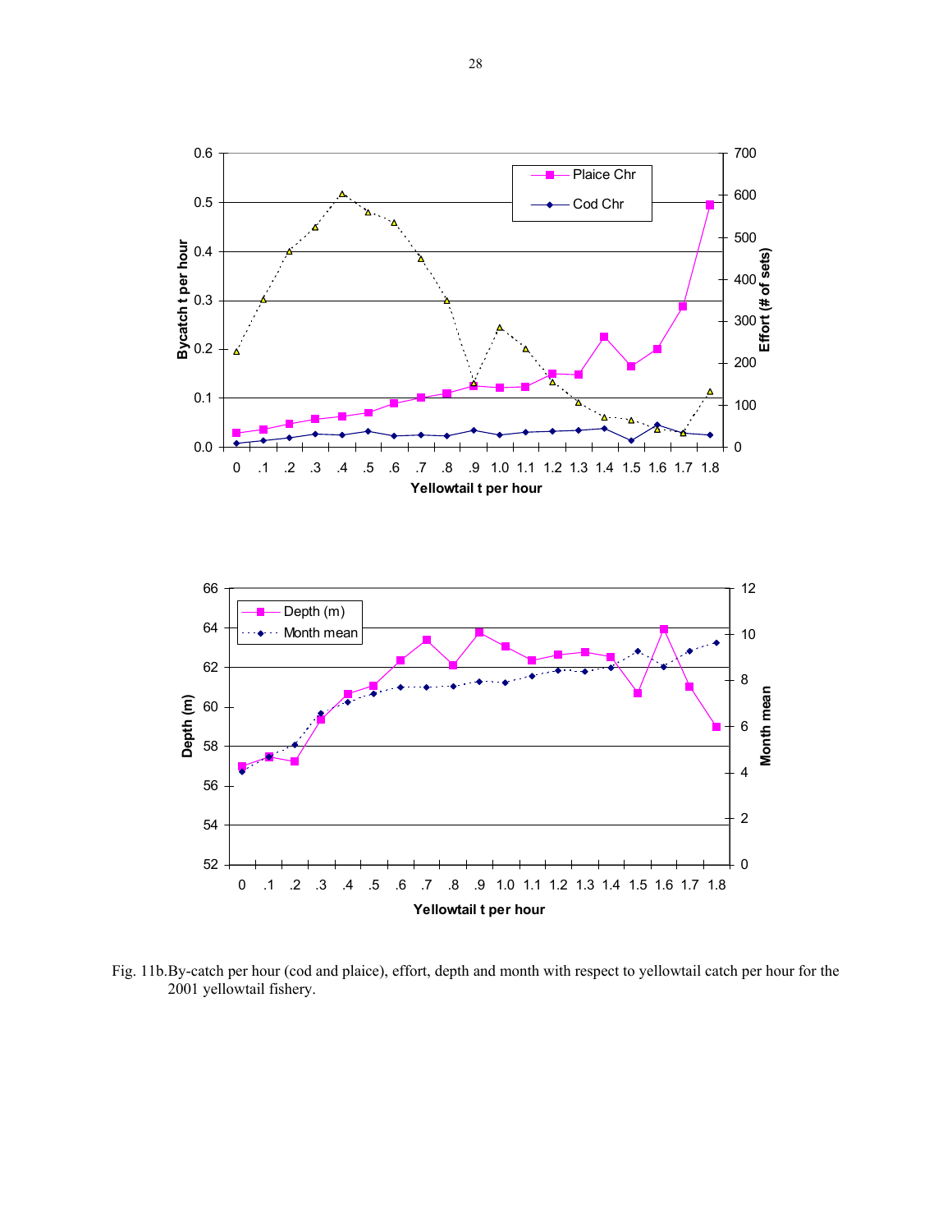Fig. 11b.By-catch per hour (cod and plaice), effort, depth and month with respect to yellowtail catch per hour for the 2001 yellowtail fishery.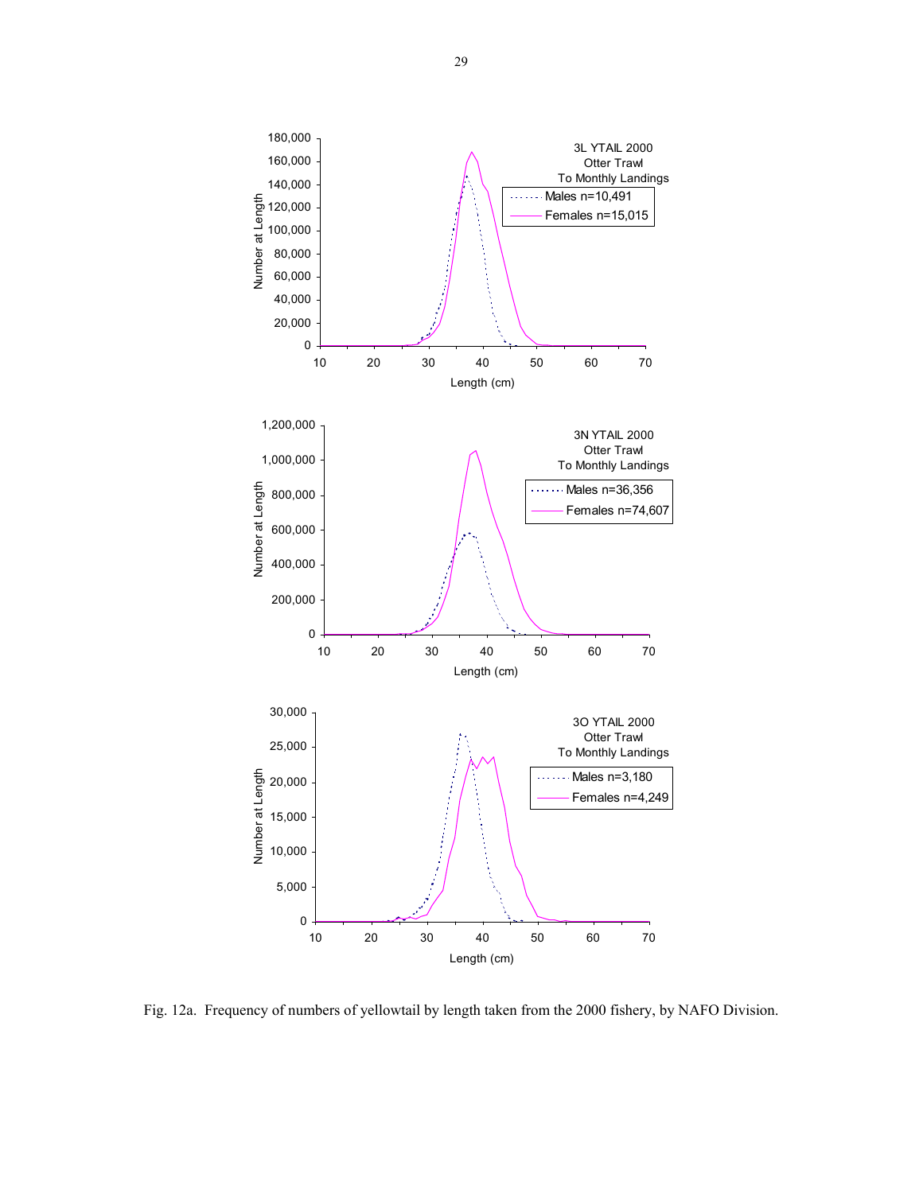Fig. 12a. Frequency of numbers of yellowtail by length taken from the 2000 fishery, by NAFO Division.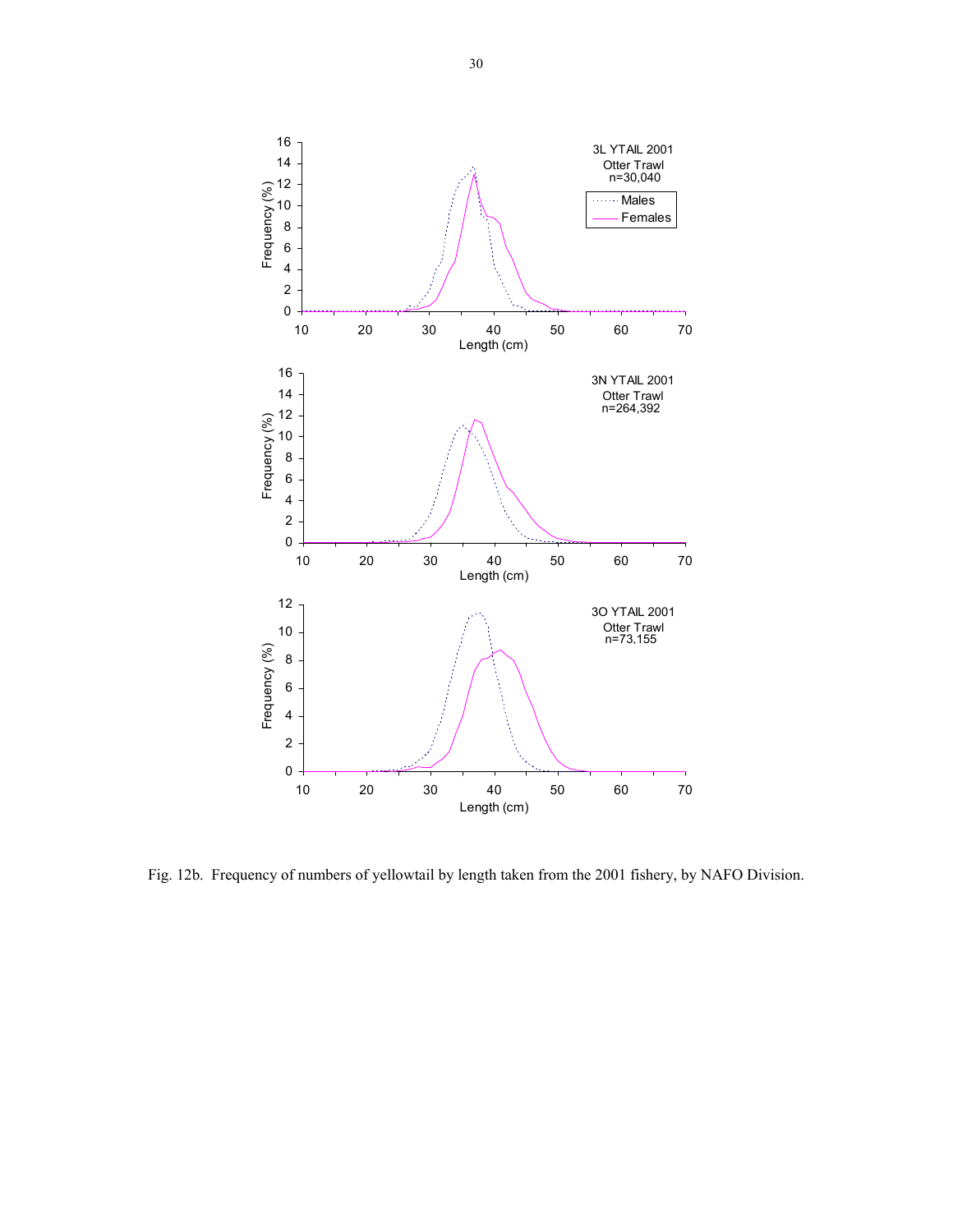Fig. 12b. Frequency of numbers of yellowtail by length taken from the 2001 fishery, by NAFO Division.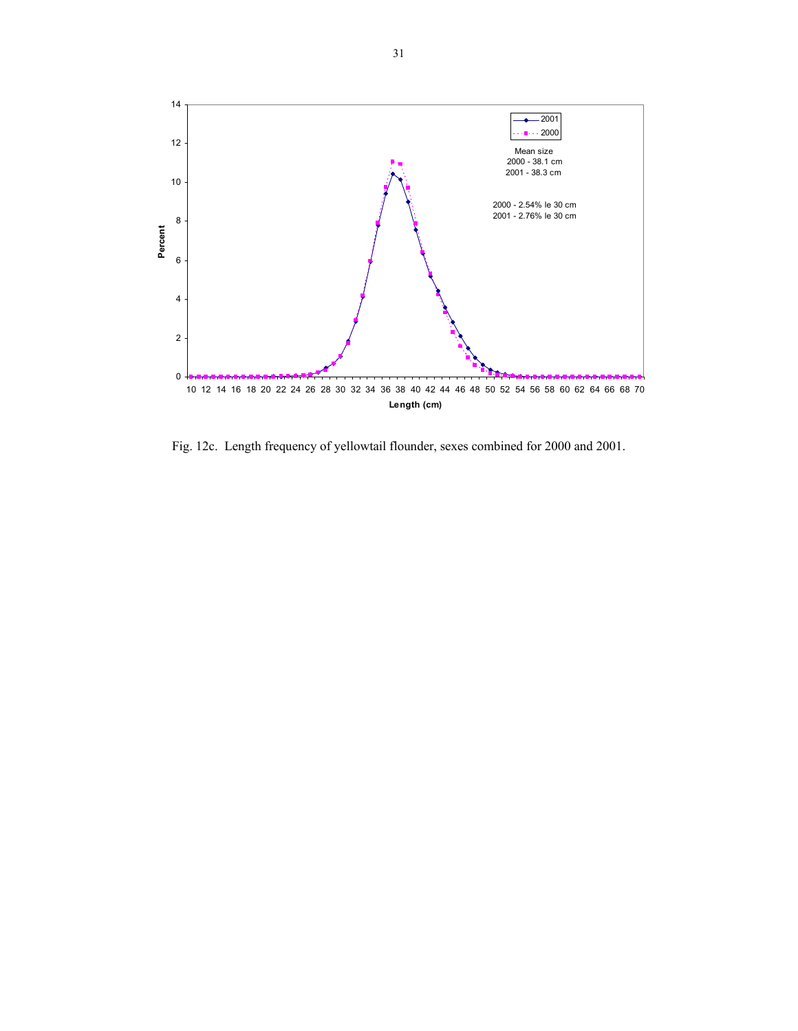Fig. 12c. Length frequency of yellowtail flounder, sexes combined for 2000 and 2001.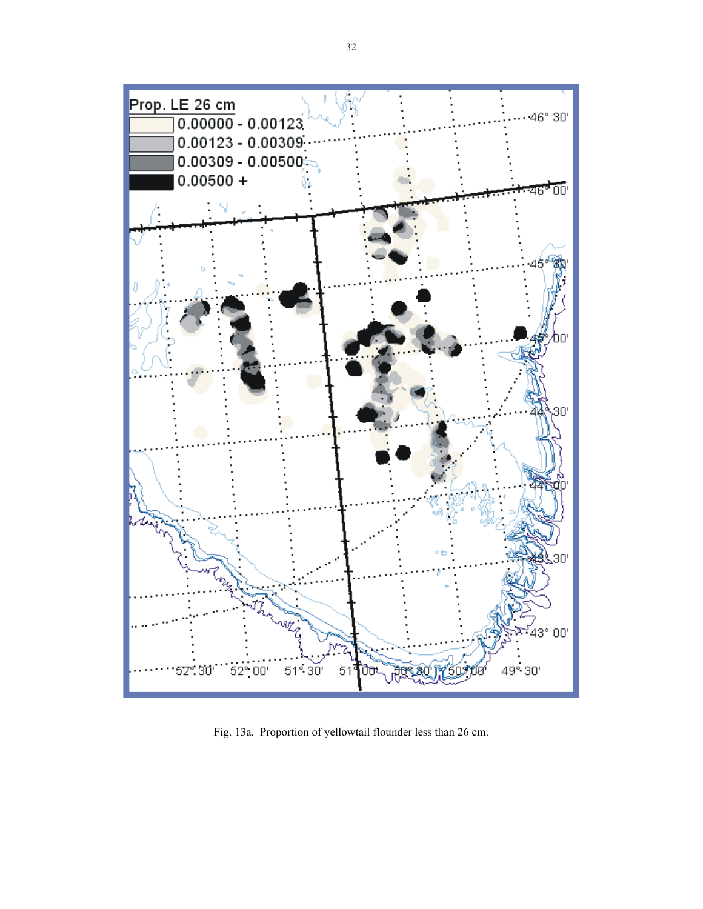Fig. 13a. Proportion of yellowtail flounder less than 26 cm.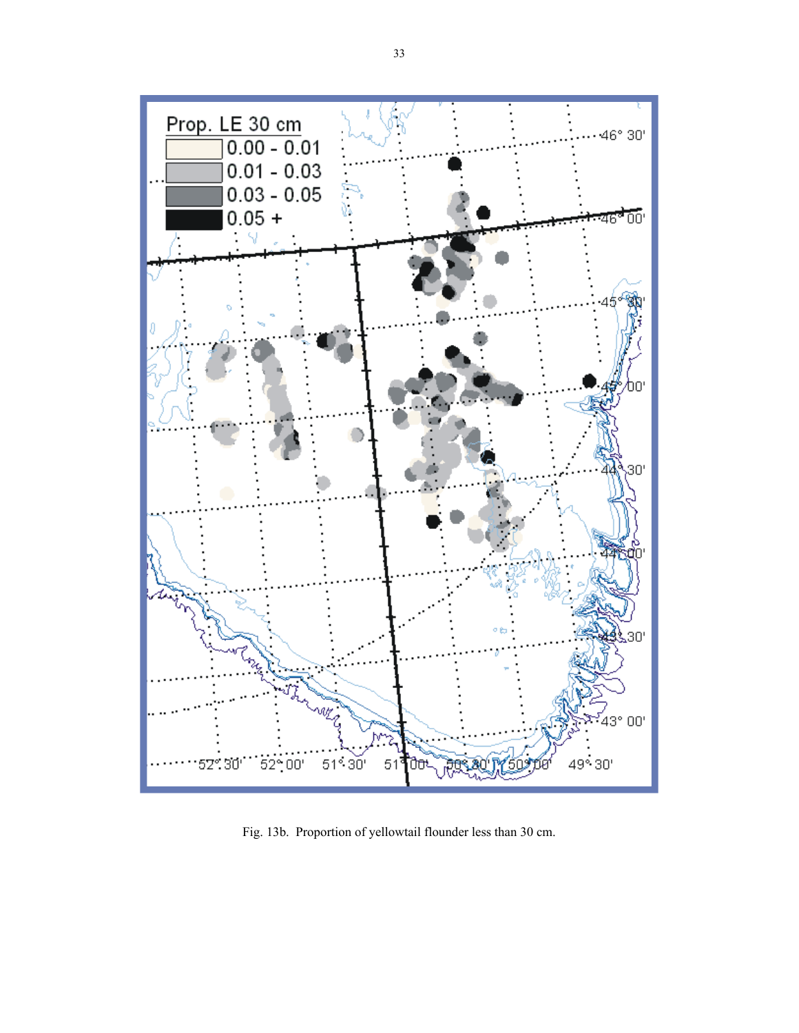Fig. 13b. Proportion of yellowtail flounder less than 30 cm.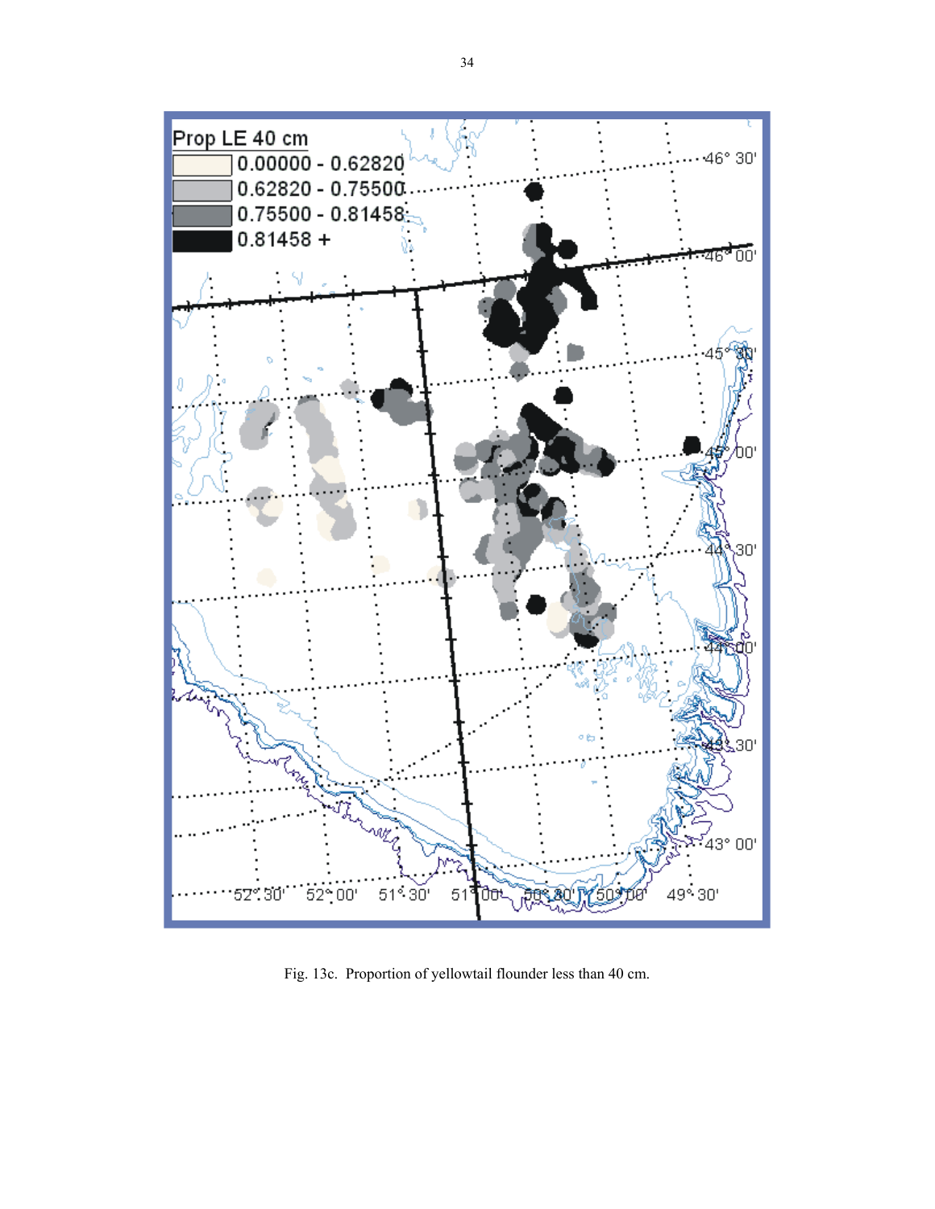Prop LE 40 cm

0.00000 - 0.62820

0.62820 - 0.75500

0.75500 - 0.81458

0.81458 +

46° 30'

46° 00'

45° 30'

45° 00'

44° 30'

44° 00'

43° 30'

43° 00'

52° 30'

52° 00'

51° 30'

51° 00'

50° 30'

50° 00'

49° 30'

Fig. 13c. Proportion of yellowtail flounder less than 40 cm.